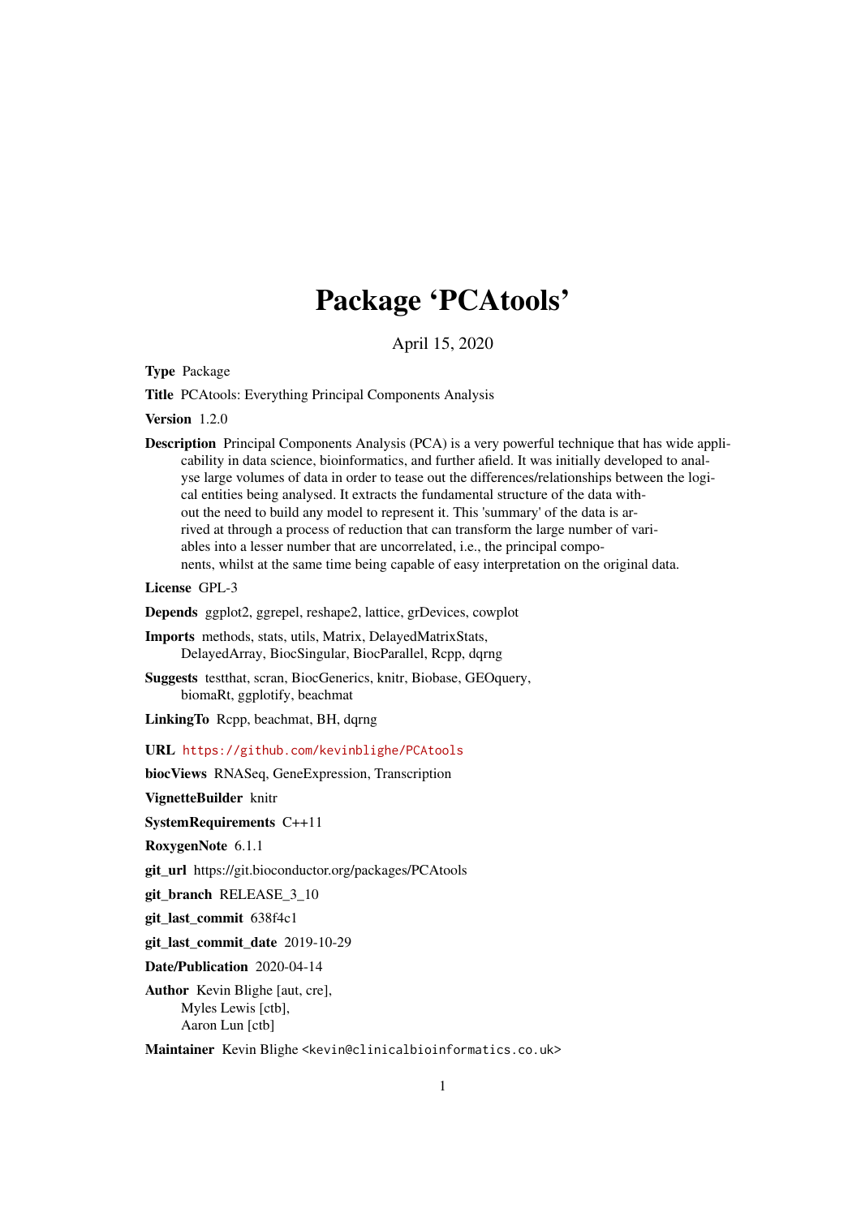# Package 'PCAtools'

April 15, 2020

**Type** Package

**Title** PCAtools: Everything Principal Components Analysis

**Version** 1.2.0

**Description** Principal Components Analysis (PCA) is a very powerful technique that has wide applicability in data science, bioinformatics, and further afield. It was initially developed to analyse large volumes of data in order to tease out the differences/relationships between the logical entities being analysed. It extracts the fundamental structure of the data without the need to build any model to represent it. This 'summary' of the data is arrived at through a process of reduction that can transform the large number of variables into a lesser number that are uncorrelated, i.e., the principal components, whilst at the same time being capable of easy interpretation on the original data.

**License** GPL-3

**Depends** ggplot2, ggrepel, reshape2, lattice, grDevices, cowplot

**Imports** methods, stats, utils, Matrix, DelayedMatrixStats, DelayedArray, BiocSingular, BiocParallel, Rcpp, dqrng

**Suggests** testthat, scran, BiocGenerics, knitr, Biobase, GEOquery, biomaRt, ggplotify, beachmat

**LinkingTo** Rcpp, beachmat, BH, dqrng

**URL** https://github.com/kevinblighe/PCAtools

**biocViews** RNASeq, GeneExpression, Transcription

**VignetteBuilder** knitr

**SystemRequirements** C++11

**RoxygenNote** 6.1.1

**git_url** https://git.bioconductor.org/packages/PCAtools

**git_branch** RELEASE_3_10

**git_last_commit** 638f4c1

**git_last_commit_date** 2019-10-29

**Date/Publication** 2020-04-14

**Author** Kevin Blighe [aut, cre], Myles Lewis [ctb], Aaron Lun [ctb]

**Maintainer** Kevin Blighe <kevin@clinicalbioinformatics.co.uk>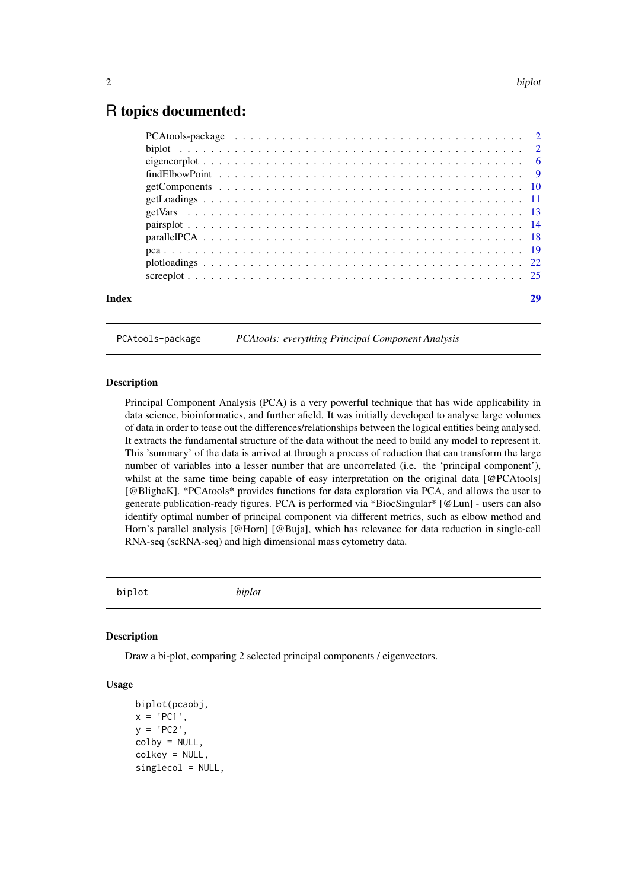# R topics documented:

- PCAtools-package . . . . . . . . . . . . . . . . . . . . . . . . . . . . . . . . . . . . . . 2
- biplot . . . . . . . . . . . . . . . . . . . . . . . . . . . . . . . . . . . . . . . . . . . . 2
- eigencorplot . . . . . . . . . . . . . . . . . . . . . . . . . . . . . . . . . . . . . . . . . 6
- findElbowPoint . . . . . . . . . . . . . . . . . . . . . . . . . . . . . . . . . . . . . . . 9
- getComponents . . . . . . . . . . . . . . . . . . . . . . . . . . . . . . . . . . . . . . . 10
- getLoadings . . . . . . . . . . . . . . . . . . . . . . . . . . . . . . . . . . . . . . . . . 11
- getVars . . . . . . . . . . . . . . . . . . . . . . . . . . . . . . . . . . . . . . . . . . . 13
- pairsplot . . . . . . . . . . . . . . . . . . . . . . . . . . . . . . . . . . . . . . . . . . 14
- parallelPCA . . . . . . . . . . . . . . . . . . . . . . . . . . . . . . . . . . . . . . . . . 18
- pca . . . . . . . . . . . . . . . . . . . . . . . . . . . . . . . . . . . . . . . . . . . . . 19
- plotloadings . . . . . . . . . . . . . . . . . . . . . . . . . . . . . . . . . . . . . . . . 22
- screeplot . . . . . . . . . . . . . . . . . . . . . . . . . . . . . . . . . . . . . . . . . . 25

**Index** 29

---

`PCAtools-package` *PCAtools: everything Principal Component Analysis*

---

### Description

Principal Component Analysis (PCA) is a very powerful technique that has wide applicability in data science, bioinformatics, and further afield. It was initially developed to analyse large volumes of data in order to tease out the differences/relationships between the logical entities being analysed. It extracts the fundamental structure of the data without the need to build any model to represent it. This 'summary' of the data is arrived at through a process of reduction that can transform the large number of variables into a lesser number that are uncorrelated (i.e. the 'principal component'), whilst at the same time being capable of easy interpretation on the original data [@PCAtools] [@BligheK]. *PCAtools* provides functions for data exploration via PCA, and allows the user to generate publication-ready figures. PCA is performed via *BiocSingular* [@Lun] - users can also identify optimal number of principal component via different metrics, such as elbow method and Horn's parallel analysis [@Horn] [@Buja], which has relevance for data reduction in single-cell RNA-seq (scRNA-seq) and high dimensional mass cytometry data.

---

`biplot` *biplot*

---

### Description

Draw a bi-plot, comparing 2 selected principal components / eigenvectors.

### Usage

```
biplot(pcaobj,
x = 'PC1',
y = 'PC2',
colby = NULL,
colkey = NULL,
singlecol = NULL,
```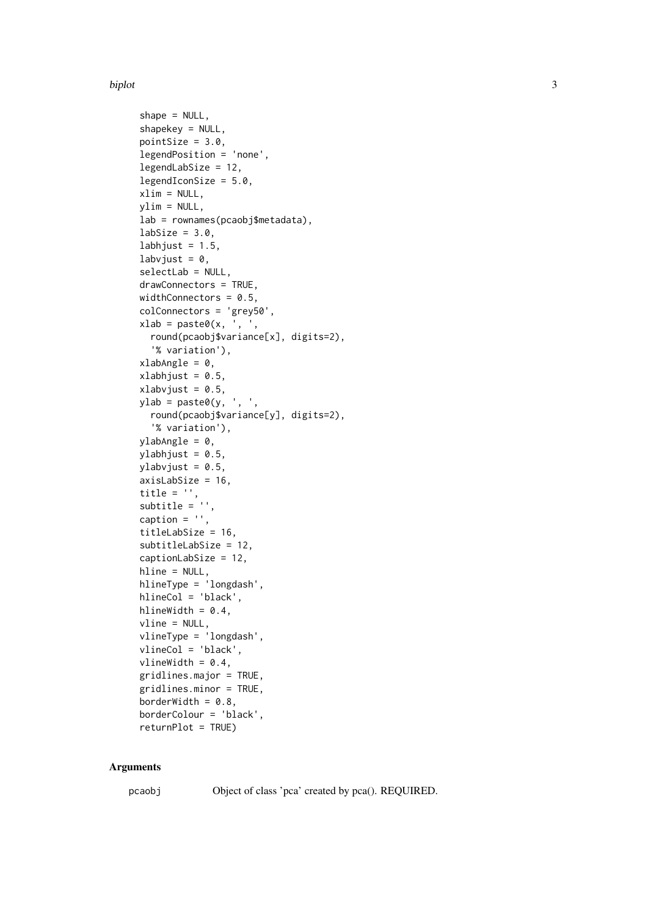```
  shape = NULL,
  shapekey = NULL,
  pointSize = 3.0,
  legendPosition = 'none',
  legendLabSize = 12,
  legendIconSize = 5.0,
  xlim = NULL,
  ylim = NULL,
  lab = rownames(pcaobj$metadata),
  labSize = 3.0,
  labhjust = 1.5,
  labvjust = 0,
  selectLab = NULL,
  drawConnectors = TRUE,
  widthConnectors = 0.5,
  colConnectors = 'grey50',
  xlab = paste0(x, ', ',
    round(pcaobj$variance[x], digits=2),
    '% variation'),
  xlabAngle = 0,
  xlabhjust = 0.5,
  xlabvjust = 0.5,
  ylab = paste0(y, ', ',
    round(pcaobj$variance[y], digits=2),
    '% variation'),
  ylabAngle = 0,
  ylabhjust = 0.5,
  ylabvjust = 0.5,
  axisLabSize = 16,
  title = '',
  subtitle = '',
  caption = '',
  titleLabSize = 16,
  subtitleLabSize = 12,
  captionLabSize = 12,
  hline = NULL,
  hlineType = 'longdash',
  hlineCol = 'black',
  hlineWidth = 0.4,
  vline = NULL,
  vlineType = 'longdash',
  vlineCol = 'black',
  vlineWidth = 0.4,
  gridlines.major = TRUE,
  gridlines.minor = TRUE,
  borderWidth = 0.8,
  borderColour = 'black',
  returnPlot = TRUE)
```

## Arguments

| | |
|---|---|
| pcaobj | Object of class 'pca' created by pca(). REQUIRED. |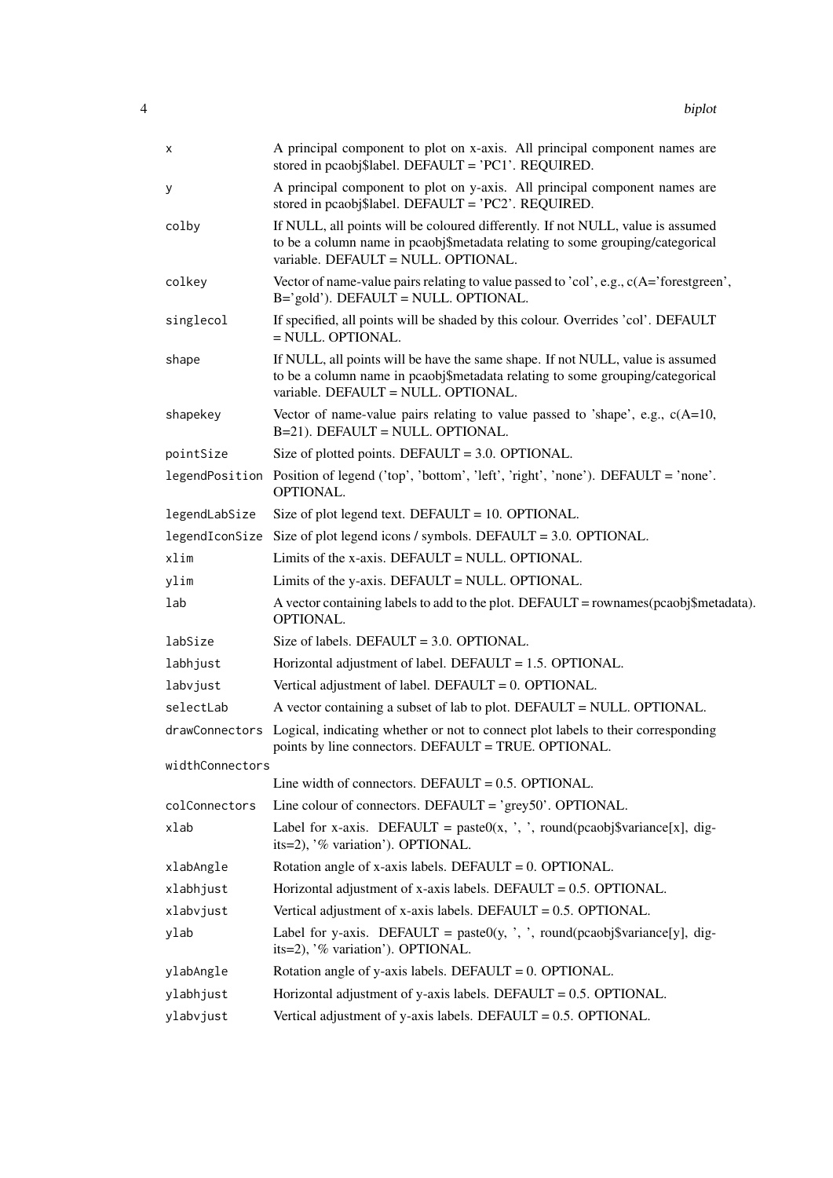| | |
|---|---|
| `x` | A principal component to plot on x-axis. All principal component names are stored in pcaobj$label. DEFAULT = 'PC1'. REQUIRED. |
| `y` | A principal component to plot on y-axis. All principal component names are stored in pcaobj$label. DEFAULT = 'PC2'. REQUIRED. |
| `colby` | If NULL, all points will be coloured differently. If not NULL, value is assumed to be a column name in pcaobj$metadata relating to some grouping/categorical variable. DEFAULT = NULL. OPTIONAL. |
| `colkey` | Vector of name-value pairs relating to value passed to 'col', e.g., c(A='forestgreen', B='gold'). DEFAULT = NULL. OPTIONAL. |
| `singlecol` | If specified, all points will be shaded by this colour. Overrides 'col'. DEFAULT = NULL. OPTIONAL. |
| `shape` | If NULL, all points will be have the same shape. If not NULL, value is assumed to be a column name in pcaobj$metadata relating to some grouping/categorical variable. DEFAULT = NULL. OPTIONAL. |
| `shapekey` | Vector of name-value pairs relating to value passed to 'shape', e.g., c(A=10, B=21). DEFAULT = NULL. OPTIONAL. |
| `pointSize` | Size of plotted points. DEFAULT = 3.0. OPTIONAL. |
| `legendPosition` | Position of legend ('top', 'bottom', 'left', 'right', 'none'). DEFAULT = 'none'. OPTIONAL. |
| `legendLabSize` | Size of plot legend text. DEFAULT = 10. OPTIONAL. |
| `legendIconSize` | Size of plot legend icons / symbols. DEFAULT = 3.0. OPTIONAL. |
| `xlim` | Limits of the x-axis. DEFAULT = NULL. OPTIONAL. |
| `ylim` | Limits of the y-axis. DEFAULT = NULL. OPTIONAL. |
| `lab` | A vector containing labels to add to the plot. DEFAULT = rownames(pcaobj$metadata). OPTIONAL. |
| `labSize` | Size of labels. DEFAULT = 3.0. OPTIONAL. |
| `labhjust` | Horizontal adjustment of label. DEFAULT = 1.5. OPTIONAL. |
| `labvjust` | Vertical adjustment of label. DEFAULT = 0. OPTIONAL. |
| `selectLab` | A vector containing a subset of lab to plot. DEFAULT = NULL. OPTIONAL. |
| `drawConnectors` | Logical, indicating whether or not to connect plot labels to their corresponding points by line connectors. DEFAULT = TRUE. OPTIONAL. |
| `widthConnectors` | Line width of connectors. DEFAULT = 0.5. OPTIONAL. |
| `colConnectors` | Line colour of connectors. DEFAULT = 'grey50'. OPTIONAL. |
| `xlab` | Label for x-axis. DEFAULT = paste0(x, ', ', round(pcaobj$variance[x], digits=2), '% variation'). OPTIONAL. |
| `xlabAngle` | Rotation angle of x-axis labels. DEFAULT = 0. OPTIONAL. |
| `xlabhjust` | Horizontal adjustment of x-axis labels. DEFAULT = 0.5. OPTIONAL. |
| `xlabvjust` | Vertical adjustment of x-axis labels. DEFAULT = 0.5. OPTIONAL. |
| `ylab` | Label for y-axis. DEFAULT = paste0(y, ', ', round(pcaobj$variance[y], digits=2), '% variation'). OPTIONAL. |
| `ylabAngle` | Rotation angle of y-axis labels. DEFAULT = 0. OPTIONAL. |
| `ylabhjust` | Horizontal adjustment of y-axis labels. DEFAULT = 0.5. OPTIONAL. |
| `ylabvjust` | Vertical adjustment of y-axis labels. DEFAULT = 0.5. OPTIONAL. |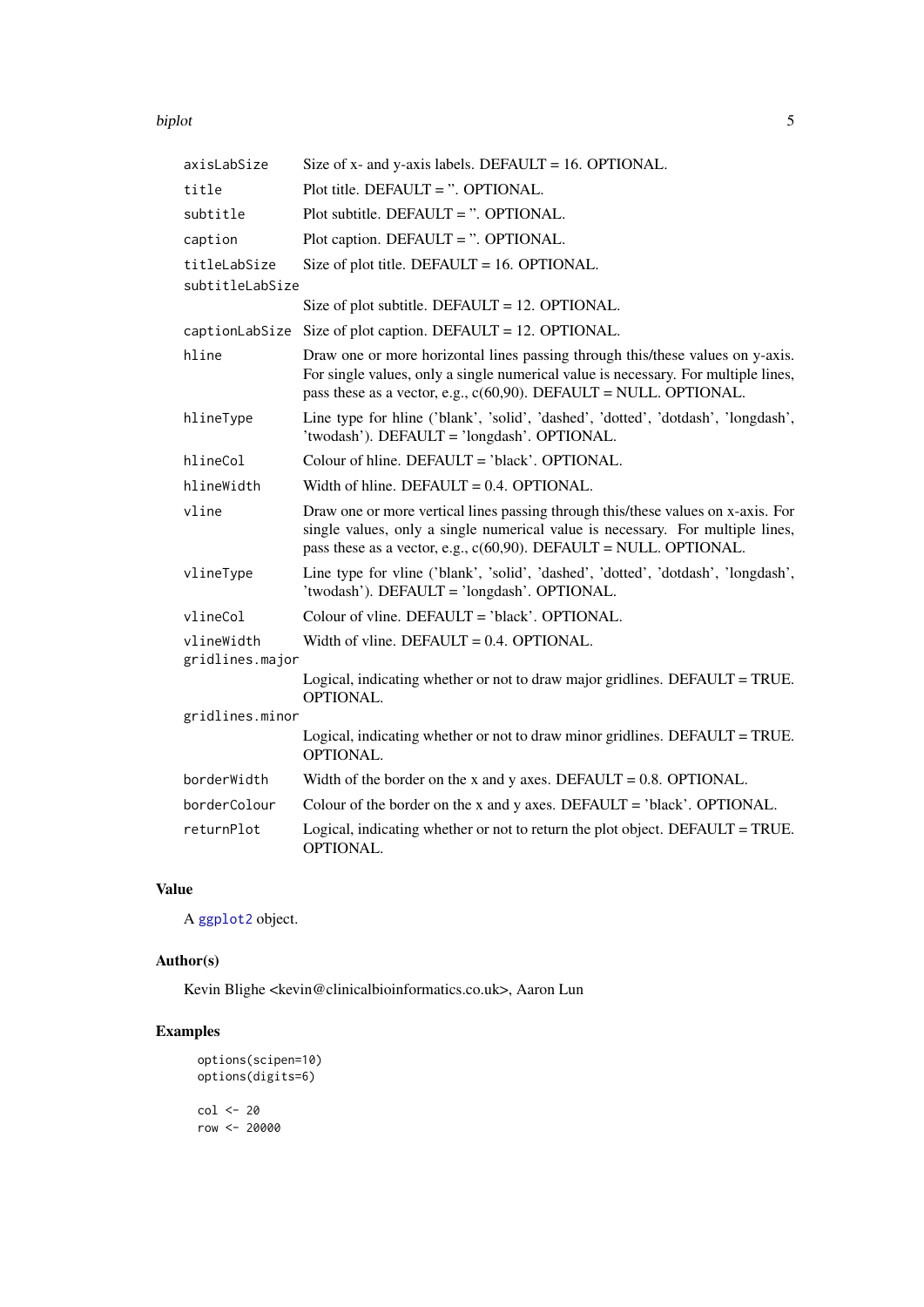| | |
|---|---|
| `axisLabSize` | Size of x- and y-axis labels. DEFAULT = 16. OPTIONAL. |
| `title` | Plot title. DEFAULT = ''. OPTIONAL. |
| `subtitle` | Plot subtitle. DEFAULT = ''. OPTIONAL. |
| `caption` | Plot caption. DEFAULT = ''. OPTIONAL. |
| `titleLabSize` | Size of plot title. DEFAULT = 16. OPTIONAL. |
| `subtitleLabSize` | Size of plot subtitle. DEFAULT = 12. OPTIONAL. |
| `captionLabSize` | Size of plot caption. DEFAULT = 12. OPTIONAL. |
| `hline` | Draw one or more horizontal lines passing through this/these values on y-axis. For single values, only a single numerical value is necessary. For multiple lines, pass these as a vector, e.g., c(60,90). DEFAULT = NULL. OPTIONAL. |
| `hlineType` | Line type for hline ('blank', 'solid', 'dashed', 'dotted', 'dotdash', 'longdash', 'twodash'). DEFAULT = 'longdash'. OPTIONAL. |
| `hlineCol` | Colour of hline. DEFAULT = 'black'. OPTIONAL. |
| `hlineWidth` | Width of hline. DEFAULT = 0.4. OPTIONAL. |
| `vline` | Draw one or more vertical lines passing through this/these values on x-axis. For single values, only a single numerical value is necessary. For multiple lines, pass these as a vector, e.g., c(60,90). DEFAULT = NULL. OPTIONAL. |
| `vlineType` | Line type for vline ('blank', 'solid', 'dashed', 'dotted', 'dotdash', 'longdash', 'twodash'). DEFAULT = 'longdash'. OPTIONAL. |
| `vlineCol` | Colour of vline. DEFAULT = 'black'. OPTIONAL. |
| `vlineWidth` | Width of vline. DEFAULT = 0.4. OPTIONAL. |
| `gridlines.major` | Logical, indicating whether or not to draw major gridlines. DEFAULT = TRUE. OPTIONAL. |
| `gridlines.minor` | Logical, indicating whether or not to draw minor gridlines. DEFAULT = TRUE. OPTIONAL. |
| `borderWidth` | Width of the border on the x and y axes. DEFAULT = 0.8. OPTIONAL. |
| `borderColour` | Colour of the border on the x and y axes. DEFAULT = 'black'. OPTIONAL. |
| `returnPlot` | Logical, indicating whether or not to return the plot object. DEFAULT = TRUE. OPTIONAL. |

## Value

A ggplot2 object.

## Author(s)

Kevin Blighe <kevin@clinicalbioinformatics.co.uk>, Aaron Lun

## Examples

```
options(scipen=10)
options(digits=6)

col <- 20
row <- 20000
```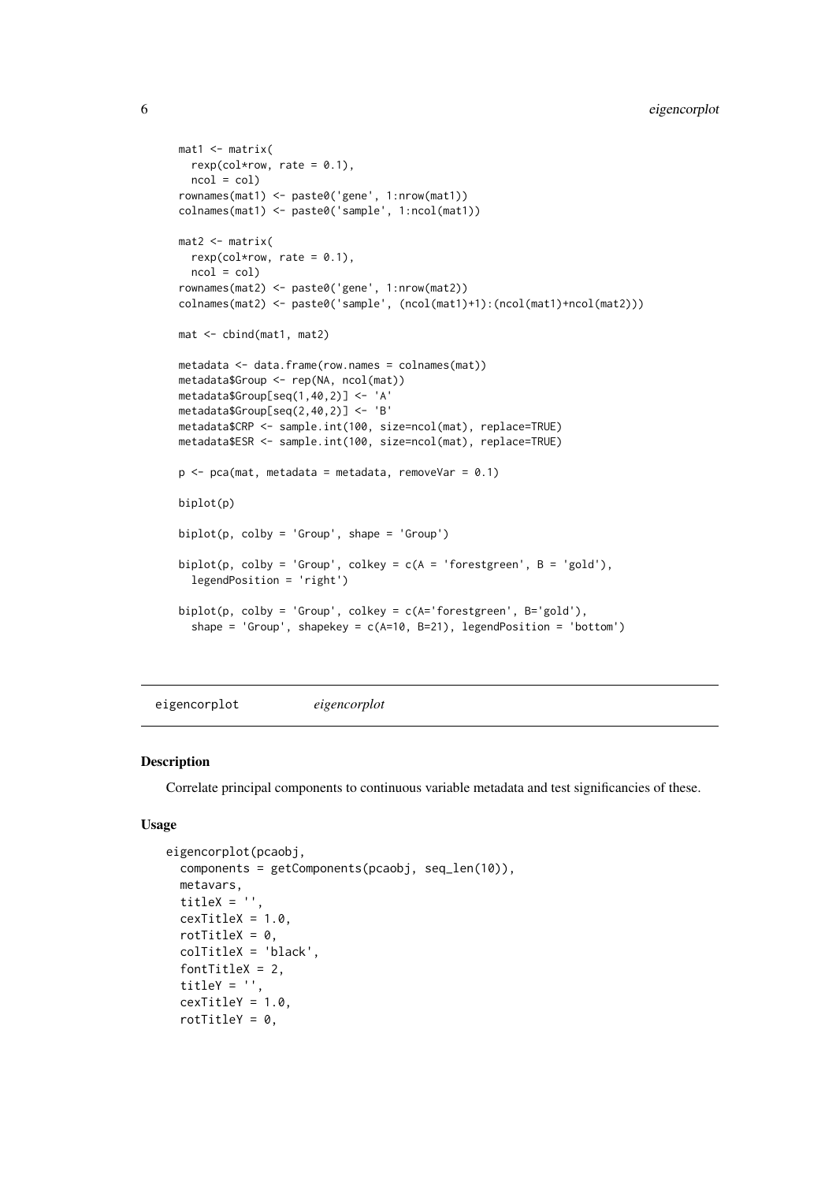```
mat1 <- matrix(
  rexp(col*row, rate = 0.1),
  ncol = col)
rownames(mat1) <- paste0('gene', 1:nrow(mat1))
colnames(mat1) <- paste0('sample', 1:ncol(mat1))

mat2 <- matrix(
  rexp(col*row, rate = 0.1),
  ncol = col)
rownames(mat2) <- paste0('gene', 1:nrow(mat2))
colnames(mat2) <- paste0('sample', (ncol(mat1)+1):(ncol(mat1)+ncol(mat2)))

mat <- cbind(mat1, mat2)

metadata <- data.frame(row.names = colnames(mat))
metadata$Group <- rep(NA, ncol(mat))
metadata$Group[seq(1,40,2)] <- 'A'
metadata$Group[seq(2,40,2)] <- 'B'
metadata$CRP <- sample.int(100, size=ncol(mat), replace=TRUE)
metadata$ESR <- sample.int(100, size=ncol(mat), replace=TRUE)

p <- pca(mat, metadata = metadata, removeVar = 0.1)

biplot(p)

biplot(p, colby = 'Group', shape = 'Group')

biplot(p, colby = 'Group', colkey = c(A = 'forestgreen', B = 'gold'),
  legendPosition = 'right')

biplot(p, colby = 'Group', colkey = c(A='forestgreen', B='gold'),
  shape = 'Group', shapekey = c(A=10, B=21), legendPosition = 'bottom')
```

## eigencorplot *eigencorplot*

### Description

Correlate principal components to continuous variable metadata and test significancies of these.

### Usage

```
eigencorplot(pcaobj,
  components = getComponents(pcaobj, seq_len(10)),
  metavars,
  titleX = '',
  cexTitleX = 1.0,
  rotTitleX = 0,
  colTitleX = 'black',
  fontTitleX = 2,
  titleY = '',
  cexTitleY = 1.0,
  rotTitleY = 0,
```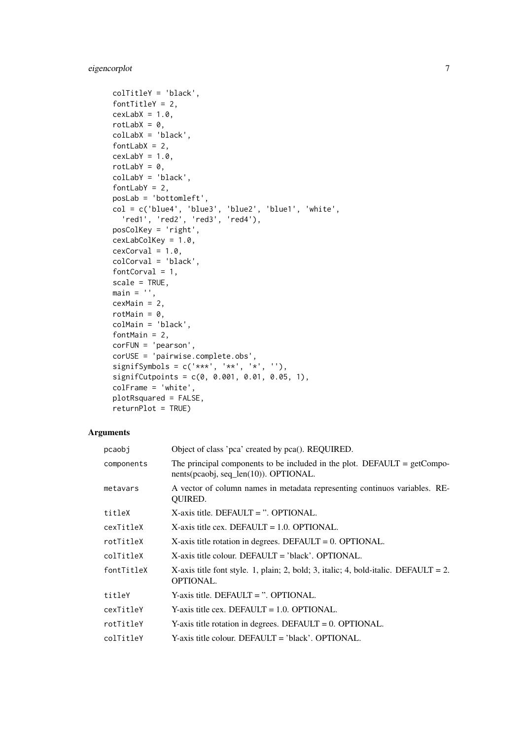```
  colTitleY = 'black',
  fontTitleY = 2,
  cexLabX = 1.0,
  rotLabX = 0,
  colLabX = 'black',
  fontLabX = 2,
  cexLabY = 1.0,
  rotLabY = 0,
  colLabY = 'black',
  fontLabY = 2,
  posLab = 'bottomleft',
  col = c('blue4', 'blue3', 'blue2', 'blue1', 'white',
    'red1', 'red2', 'red3', 'red4'),
  posColKey = 'right',
  cexLabColKey = 1.0,
  cexCorval = 1.0,
  colCorval = 'black',
  fontCorval = 1,
  scale = TRUE,
  main = '',
  cexMain = 2,
  rotMain = 0,
  colMain = 'black',
  fontMain = 2,
  corFUN = 'pearson',
  corUSE = 'pairwise.complete.obs',
  signifSymbols = c('***', '**', '*', ''),
  signifCutpoints = c(0, 0.001, 0.01, 0.05, 1),
  colFrame = 'white',
  plotRsquared = FALSE,
  returnPlot = TRUE)
```

## Arguments

| | |
|---|---|
| `pcaobj` | Object of class 'pca' created by pca(). REQUIRED. |
| `components` | The principal components to be included in the plot. DEFAULT = getComponents(pcaobj, seq_len(10)). OPTIONAL. |
| `metavars` | A vector of column names in metadata representing continuos variables. REQUIRED. |
| `titleX` | X-axis title. DEFAULT = ''. OPTIONAL. |
| `cexTitleX` | X-axis title cex. DEFAULT = 1.0. OPTIONAL. |
| `rotTitleX` | X-axis title rotation in degrees. DEFAULT = 0. OPTIONAL. |
| `colTitleX` | X-axis title colour. DEFAULT = 'black'. OPTIONAL. |
| `fontTitleX` | X-axis title font style. 1, plain; 2, bold; 3, italic; 4, bold-italic. DEFAULT = 2. OPTIONAL. |
| `titleY` | Y-axis title. DEFAULT = ''. OPTIONAL. |
| `cexTitleY` | Y-axis title cex. DEFAULT = 1.0. OPTIONAL. |
| `rotTitleY` | Y-axis title rotation in degrees. DEFAULT = 0. OPTIONAL. |
| `colTitleY` | Y-axis title colour. DEFAULT = 'black'. OPTIONAL. |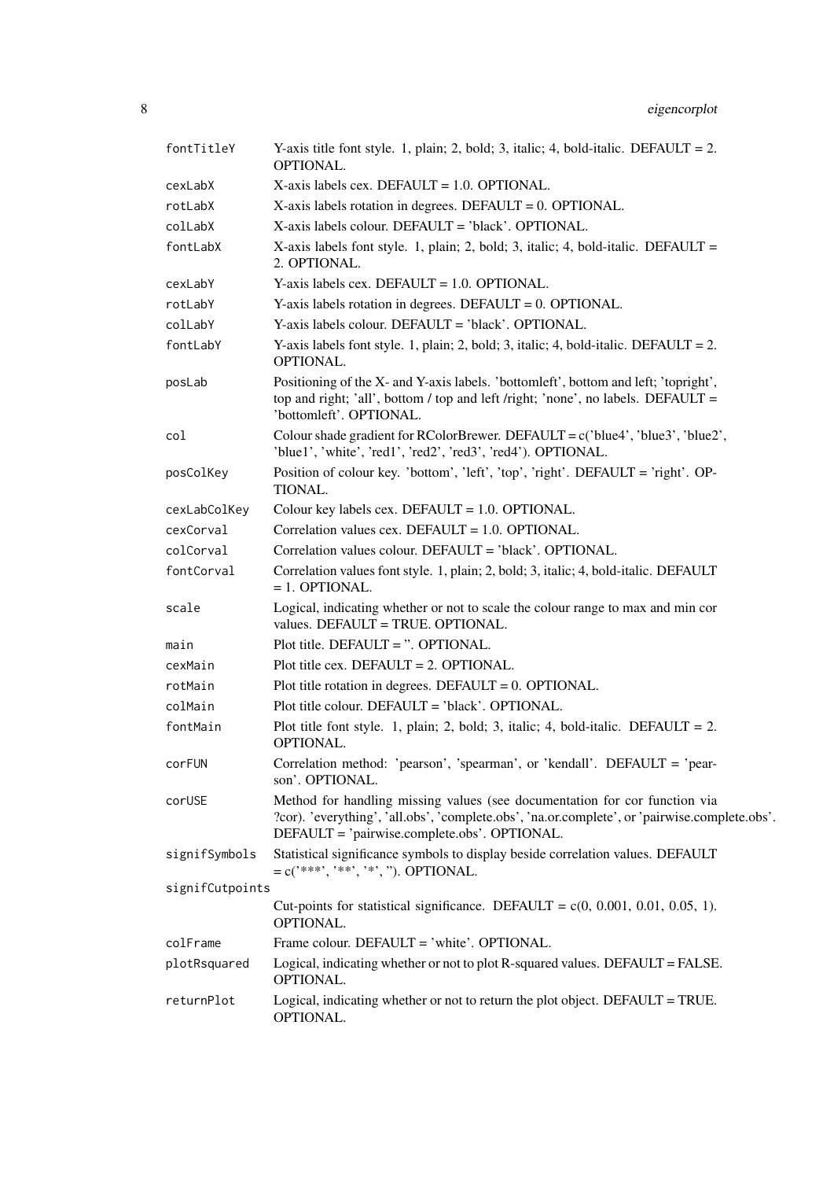| | |
|---|---|
| `fontTitleY` | Y-axis title font style. 1, plain; 2, bold; 3, italic; 4, bold-italic. DEFAULT = 2. OPTIONAL. |
| `cexLabX` | X-axis labels cex. DEFAULT = 1.0. OPTIONAL. |
| `rotLabX` | X-axis labels rotation in degrees. DEFAULT = 0. OPTIONAL. |
| `colLabX` | X-axis labels colour. DEFAULT = 'black'. OPTIONAL. |
| `fontLabX` | X-axis labels font style. 1, plain; 2, bold; 3, italic; 4, bold-italic. DEFAULT = 2. OPTIONAL. |
| `cexLabY` | Y-axis labels cex. DEFAULT = 1.0. OPTIONAL. |
| `rotLabY` | Y-axis labels rotation in degrees. DEFAULT = 0. OPTIONAL. |
| `colLabY` | Y-axis labels colour. DEFAULT = 'black'. OPTIONAL. |
| `fontLabY` | Y-axis labels font style. 1, plain; 2, bold; 3, italic; 4, bold-italic. DEFAULT = 2. OPTIONAL. |
| `posLab` | Positioning of the X- and Y-axis labels. 'bottomleft', bottom and left; 'topright', top and right; 'all', bottom / top and left /right; 'none', no labels. DEFAULT = 'bottomleft'. OPTIONAL. |
| `col` | Colour shade gradient for RColorBrewer. DEFAULT = c('blue4', 'blue3', 'blue2', 'blue1', 'white', 'red1', 'red2', 'red3', 'red4'). OPTIONAL. |
| `posColKey` | Position of colour key. 'bottom', 'left', 'top', 'right'. DEFAULT = 'right'. OPTIONAL. |
| `cexLabColKey` | Colour key labels cex. DEFAULT = 1.0. OPTIONAL. |
| `cexCorval` | Correlation values cex. DEFAULT = 1.0. OPTIONAL. |
| `colCorval` | Correlation values colour. DEFAULT = 'black'. OPTIONAL. |
| `fontCorval` | Correlation values font style. 1, plain; 2, bold; 3, italic; 4, bold-italic. DEFAULT = 1. OPTIONAL. |
| `scale` | Logical, indicating whether or not to scale the colour range to max and min cor values. DEFAULT = TRUE. OPTIONAL. |
| `main` | Plot title. DEFAULT = ''. OPTIONAL. |
| `cexMain` | Plot title cex. DEFAULT = 2. OPTIONAL. |
| `rotMain` | Plot title rotation in degrees. DEFAULT = 0. OPTIONAL. |
| `colMain` | Plot title colour. DEFAULT = 'black'. OPTIONAL. |
| `fontMain` | Plot title font style. 1, plain; 2, bold; 3, italic; 4, bold-italic. DEFAULT = 2. OPTIONAL. |
| `corFUN` | Correlation method: 'pearson', 'spearman', or 'kendall'. DEFAULT = 'pearson'. OPTIONAL. |
| `corUSE` | Method for handling missing values (see documentation for cor function via ?cor). 'everything', 'all.obs', 'complete.obs', 'na.or.complete', or 'pairwise.complete.obs'. DEFAULT = 'pairwise.complete.obs'. OPTIONAL. |
| `signifSymbols` | Statistical significance symbols to display beside correlation values. DEFAULT = c('***', '**', '*', ''). OPTIONAL. |
| `signifCutpoints` | Cut-points for statistical significance. DEFAULT = c(0, 0.001, 0.01, 0.05, 1). OPTIONAL. |
| `colFrame` | Frame colour. DEFAULT = 'white'. OPTIONAL. |
| `plotRsquared` | Logical, indicating whether or not to plot R-squared values. DEFAULT = FALSE. OPTIONAL. |
| `returnPlot` | Logical, indicating whether or not to return the plot object. DEFAULT = TRUE. OPTIONAL. |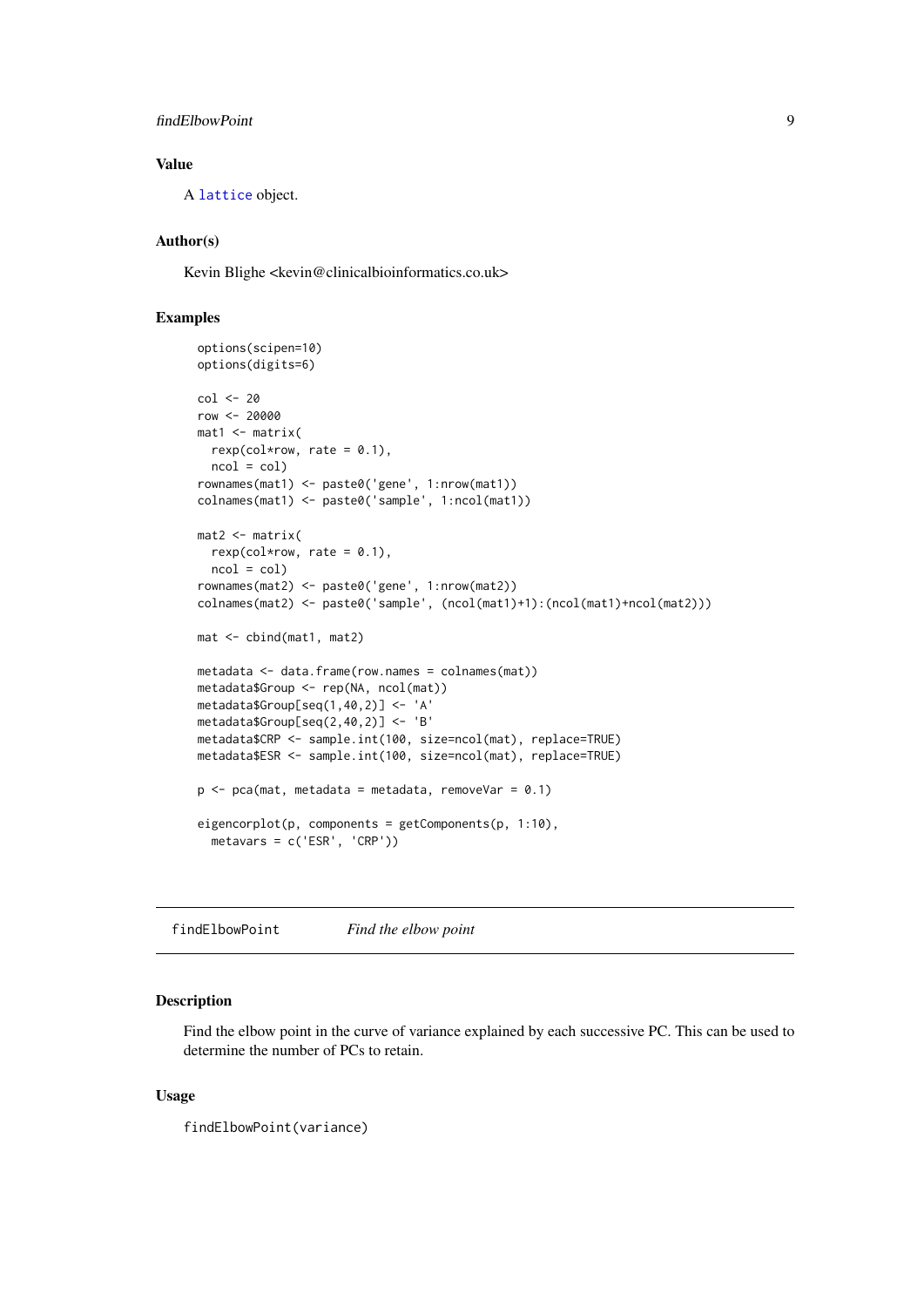### Value

A `lattice` object.

### Author(s)

Kevin Blighe <kevin@clinicalbioinformatics.co.uk>

### Examples

```
options(scipen=10)
options(digits=6)

col <- 20
row <- 20000
mat1 <- matrix(
  rexp(col*row, rate = 0.1),
  ncol = col)
rownames(mat1) <- paste0('gene', 1:nrow(mat1))
colnames(mat1) <- paste0('sample', 1:ncol(mat1))

mat2 <- matrix(
  rexp(col*row, rate = 0.1),
  ncol = col)
rownames(mat2) <- paste0('gene', 1:nrow(mat2))
colnames(mat2) <- paste0('sample', (ncol(mat1)+1):(ncol(mat1)+ncol(mat2)))

mat <- cbind(mat1, mat2)

metadata <- data.frame(row.names = colnames(mat))
metadata$Group <- rep(NA, ncol(mat))
metadata$Group[seq(1,40,2)] <- 'A'
metadata$Group[seq(2,40,2)] <- 'B'
metadata$CRP <- sample.int(100, size=ncol(mat), replace=TRUE)
metadata$ESR <- sample.int(100, size=ncol(mat), replace=TRUE)

p <- pca(mat, metadata = metadata, removeVar = 0.1)

eigencorplot(p, components = getComponents(p, 1:10),
  metavars = c('ESR', 'CRP'))
```

---

## findElbowPoint — *Find the elbow point*

---

### Description

Find the elbow point in the curve of variance explained by each successive PC. This can be used to determine the number of PCs to retain.

### Usage

```
findElbowPoint(variance)
```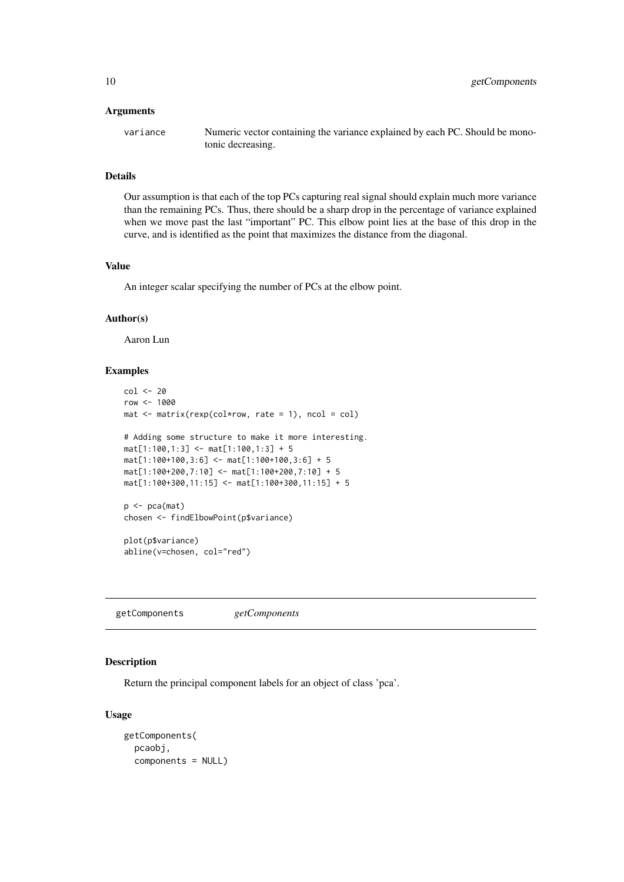### Arguments

`variance` Numeric vector containing the variance explained by each PC. Should be monotonic decreasing.

### Details

Our assumption is that each of the top PCs capturing real signal should explain much more variance than the remaining PCs. Thus, there should be a sharp drop in the percentage of variance explained when we move past the last "important" PC. This elbow point lies at the base of this drop in the curve, and is identified as the point that maximizes the distance from the diagonal.

### Value

An integer scalar specifying the number of PCs at the elbow point.

### Author(s)

Aaron Lun

### Examples

```
col <- 20
row <- 1000
mat <- matrix(rexp(col*row, rate = 1), ncol = col)

# Adding some structure to make it more interesting.
mat[1:100,1:3] <- mat[1:100,1:3] + 5
mat[1:100+100,3:6] <- mat[1:100+100,3:6] + 5
mat[1:100+200,7:10] <- mat[1:100+200,7:10] + 5
mat[1:100+300,11:15] <- mat[1:100+300,11:15] + 5

p <- pca(mat)
chosen <- findElbowPoint(p$variance)

plot(p$variance)
abline(v=chosen, col="red")
```

---

## getComponents *getComponents*

### Description

Return the principal component labels for an object of class 'pca'.

### Usage

```
getComponents(
  pcaobj,
  components = NULL)
```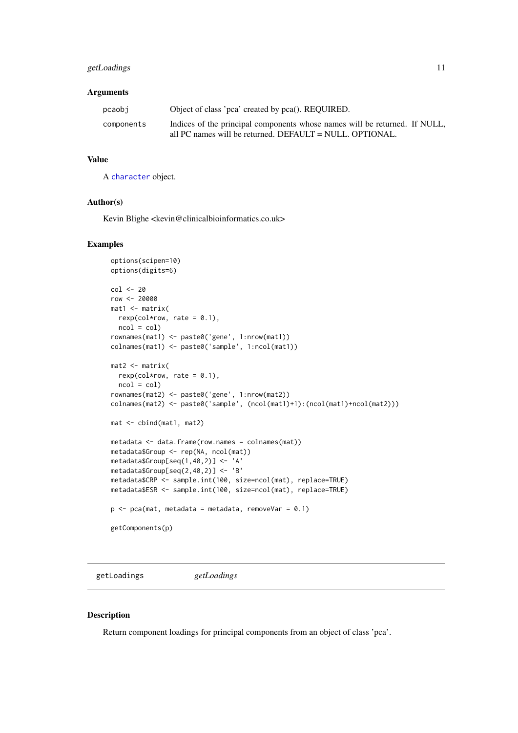### Arguments

| | |
|---|---|
| pcaobj | Object of class 'pca' created by pca(). REQUIRED. |
| components | Indices of the principal components whose names will be returned. If NULL, all PC names will be returned. DEFAULT = NULL. OPTIONAL. |

### Value

A character object.

### Author(s)

Kevin Blighe <kevin@clinicalbioinformatics.co.uk>

### Examples

```
options(scipen=10)
options(digits=6)

col <- 20
row <- 20000
mat1 <- matrix(
  rexp(col*row, rate = 0.1),
  ncol = col)
rownames(mat1) <- paste0('gene', 1:nrow(mat1))
colnames(mat1) <- paste0('sample', 1:ncol(mat1))

mat2 <- matrix(
  rexp(col*row, rate = 0.1),
  ncol = col)
rownames(mat2) <- paste0('gene', 1:nrow(mat2))
colnames(mat2) <- paste0('sample', (ncol(mat1)+1):(ncol(mat1)+ncol(mat2)))

mat <- cbind(mat1, mat2)

metadata <- data.frame(row.names = colnames(mat))
metadata$Group <- rep(NA, ncol(mat))
metadata$Group[seq(1,40,2)] <- 'A'
metadata$Group[seq(2,40,2)] <- 'B'
metadata$CRP <- sample.int(100, size=ncol(mat), replace=TRUE)
metadata$ESR <- sample.int(100, size=ncol(mat), replace=TRUE)

p <- pca(mat, metadata = metadata, removeVar = 0.1)

getComponents(p)
```

---

## getLoadings *getLoadings*

---

### Description

Return component loadings for principal components from an object of class 'pca'.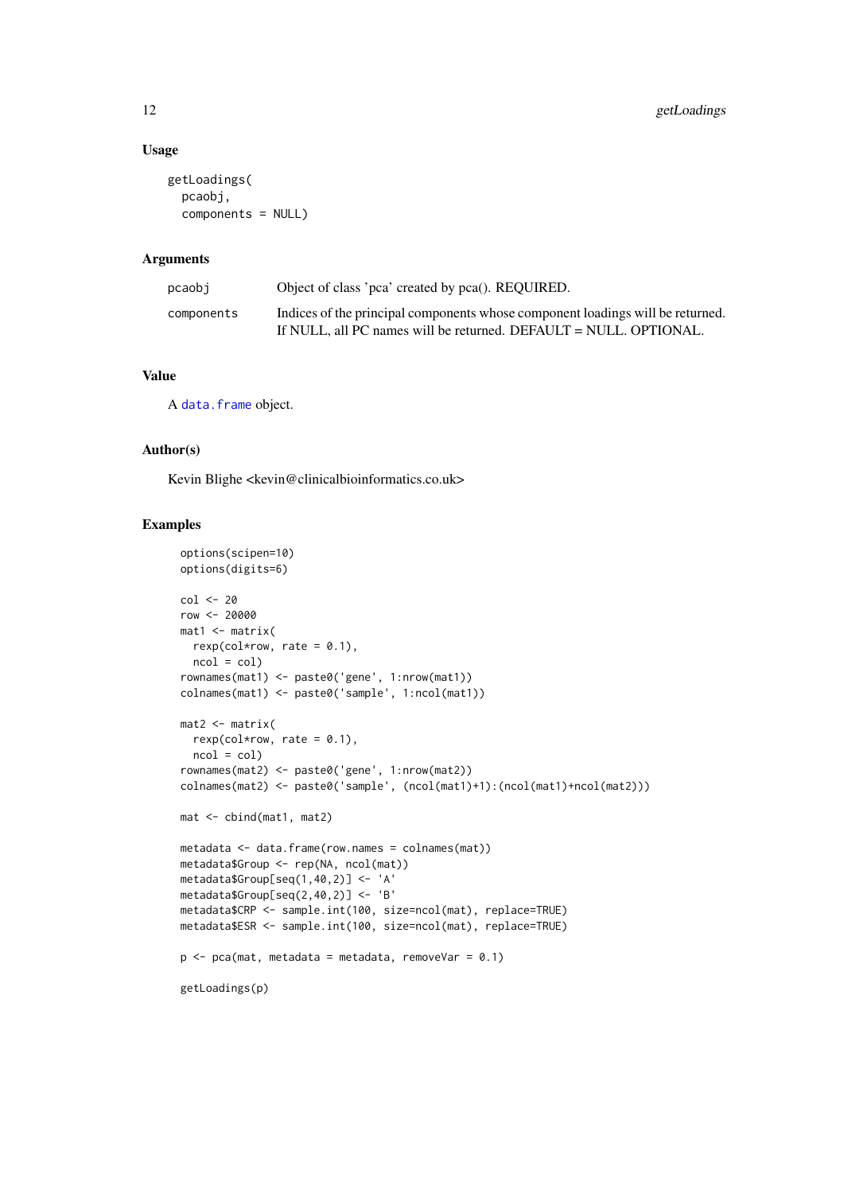## Usage

```
getLoadings(
  pcaobj,
  components = NULL)
```

## Arguments

| | |
|---|---|
| pcaobj | Object of class 'pca' created by pca(). REQUIRED. |
| components | Indices of the principal components whose component loadings will be returned. If NULL, all PC names will be returned. DEFAULT = NULL. OPTIONAL. |

## Value

A data.frame object.

## Author(s)

Kevin Blighe <kevin@clinicalbioinformatics.co.uk>

## Examples

```
options(scipen=10)
options(digits=6)

col <- 20
row <- 20000
mat1 <- matrix(
  rexp(col*row, rate = 0.1),
  ncol = col)
rownames(mat1) <- paste0('gene', 1:nrow(mat1))
colnames(mat1) <- paste0('sample', 1:ncol(mat1))

mat2 <- matrix(
  rexp(col*row, rate = 0.1),
  ncol = col)
rownames(mat2) <- paste0('gene', 1:nrow(mat2))
colnames(mat2) <- paste0('sample', (ncol(mat1)+1):(ncol(mat1)+ncol(mat2)))

mat <- cbind(mat1, mat2)

metadata <- data.frame(row.names = colnames(mat))
metadata$Group <- rep(NA, ncol(mat))
metadata$Group[seq(1,40,2)] <- 'A'
metadata$Group[seq(2,40,2)] <- 'B'
metadata$CRP <- sample.int(100, size=ncol(mat), replace=TRUE)
metadata$ESR <- sample.int(100, size=ncol(mat), replace=TRUE)

p <- pca(mat, metadata = metadata, removeVar = 0.1)

getLoadings(p)
```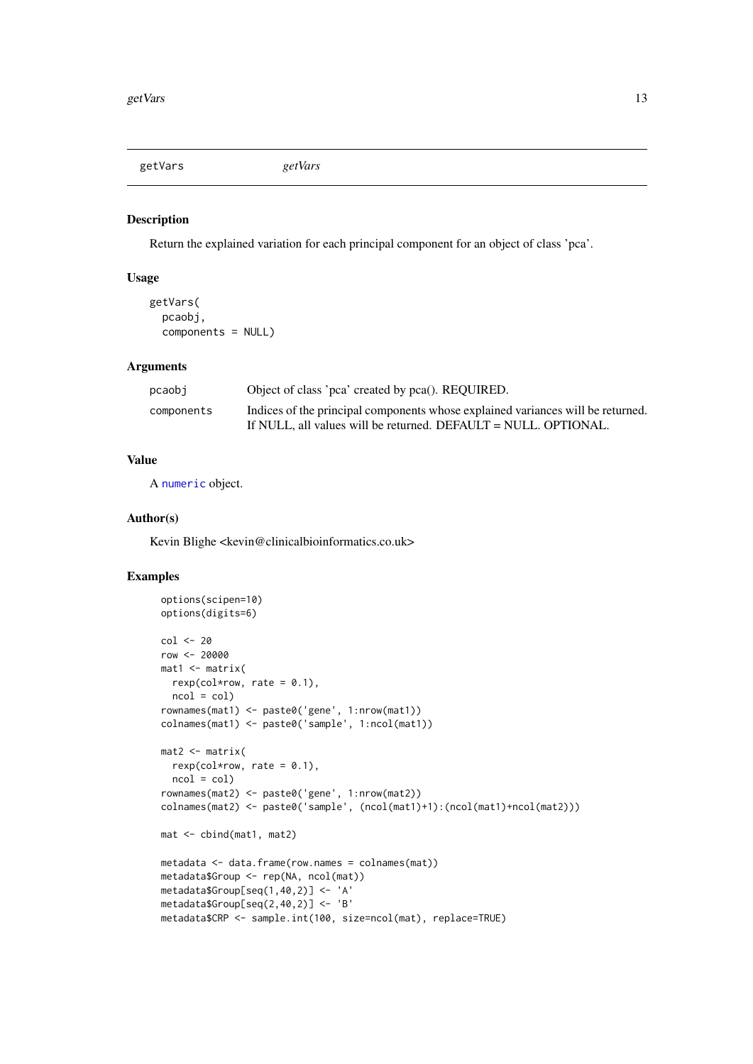getVars *getVars*

## Description

Return the explained variation for each principal component for an object of class 'pca'.

## Usage

```
getVars(
  pcaobj,
  components = NULL)
```

## Arguments

| | |
|---|---|
| pcaobj | Object of class 'pca' created by pca(). REQUIRED. |
| components | Indices of the principal components whose explained variances will be returned. If NULL, all values will be returned. DEFAULT = NULL. OPTIONAL. |

## Value

A numeric object.

## Author(s)

Kevin Blighe <kevin@clinicalbioinformatics.co.uk>

## Examples

```
options(scipen=10)
options(digits=6)

col <- 20
row <- 20000
mat1 <- matrix(
  rexp(col*row, rate = 0.1),
  ncol = col)
rownames(mat1) <- paste0('gene', 1:nrow(mat1))
colnames(mat1) <- paste0('sample', 1:ncol(mat1))

mat2 <- matrix(
  rexp(col*row, rate = 0.1),
  ncol = col)
rownames(mat2) <- paste0('gene', 1:nrow(mat2))
colnames(mat2) <- paste0('sample', (ncol(mat1)+1):(ncol(mat1)+ncol(mat2)))

mat <- cbind(mat1, mat2)

metadata <- data.frame(row.names = colnames(mat))
metadata$Group <- rep(NA, ncol(mat))
metadata$Group[seq(1,40,2)] <- 'A'
metadata$Group[seq(2,40,2)] <- 'B'
metadata$CRP <- sample.int(100, size=ncol(mat), replace=TRUE)
```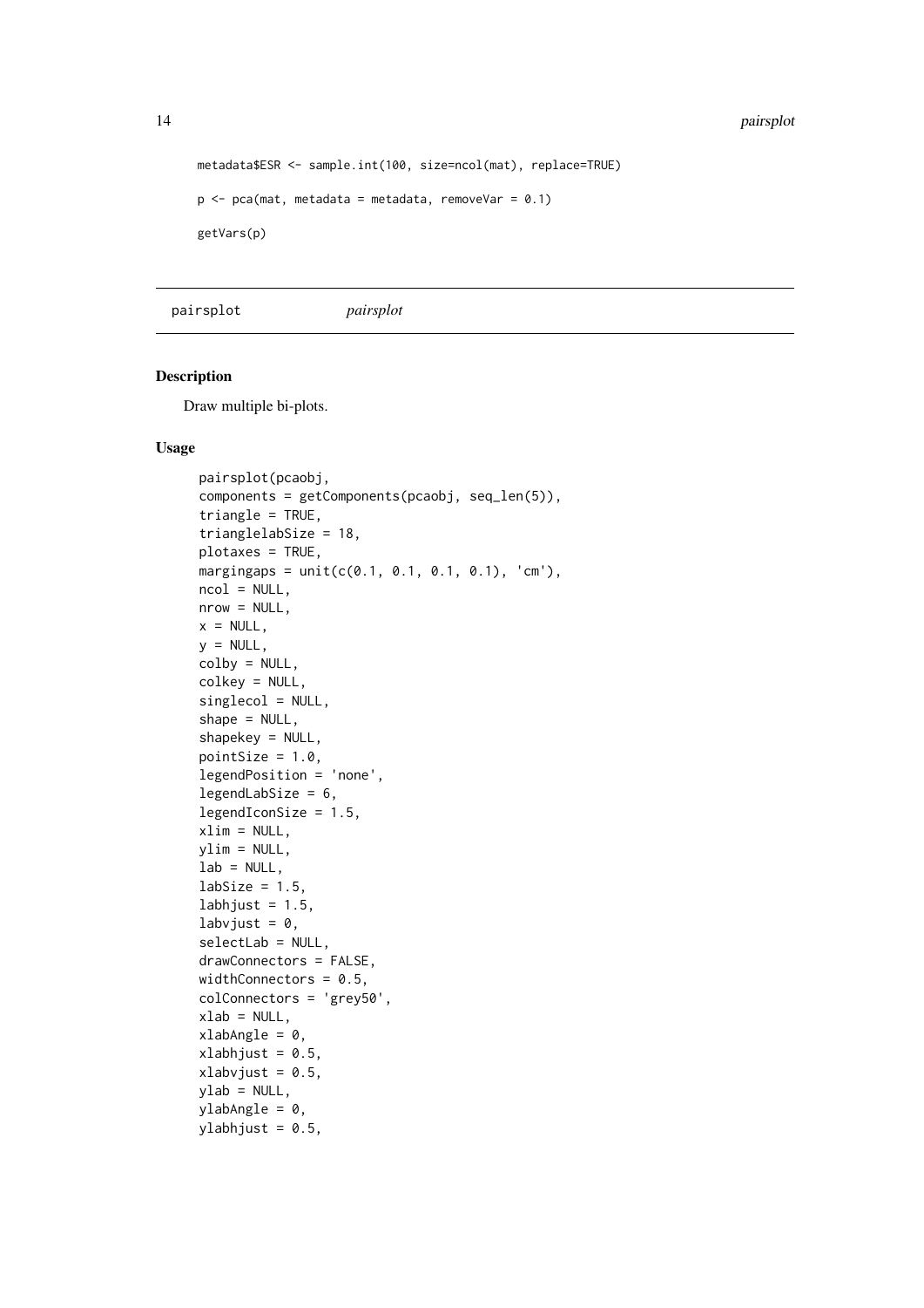```
metadata$ESR <- sample.int(100, size=ncol(mat), replace=TRUE)

p <- pca(mat, metadata = metadata, removeVar = 0.1)

getVars(p)
```

---

pairsplot &nbsp;&nbsp;&nbsp;&nbsp;&nbsp;&nbsp;&nbsp;&nbsp; *pairsplot*

---

### Description

Draw multiple bi-plots.

### Usage

```
pairsplot(pcaobj,
components = getComponents(pcaobj, seq_len(5)),
triangle = TRUE,
trianglelabSize = 18,
plotaxes = TRUE,
margingaps = unit(c(0.1, 0.1, 0.1, 0.1), 'cm'),
ncol = NULL,
nrow = NULL,
x = NULL,
y = NULL,
colby = NULL,
colkey = NULL,
singlecol = NULL,
shape = NULL,
shapekey = NULL,
pointSize = 1.0,
legendPosition = 'none',
legendLabSize = 6,
legendIconSize = 1.5,
xlim = NULL,
ylim = NULL,
lab = NULL,
labSize = 1.5,
labhjust = 1.5,
labvjust = 0,
selectLab = NULL,
drawConnectors = FALSE,
widthConnectors = 0.5,
colConnectors = 'grey50',
xlab = NULL,
xlabAngle = 0,
xlabhjust = 0.5,
xlabvjust = 0.5,
ylab = NULL,
ylabAngle = 0,
ylabhjust = 0.5,
```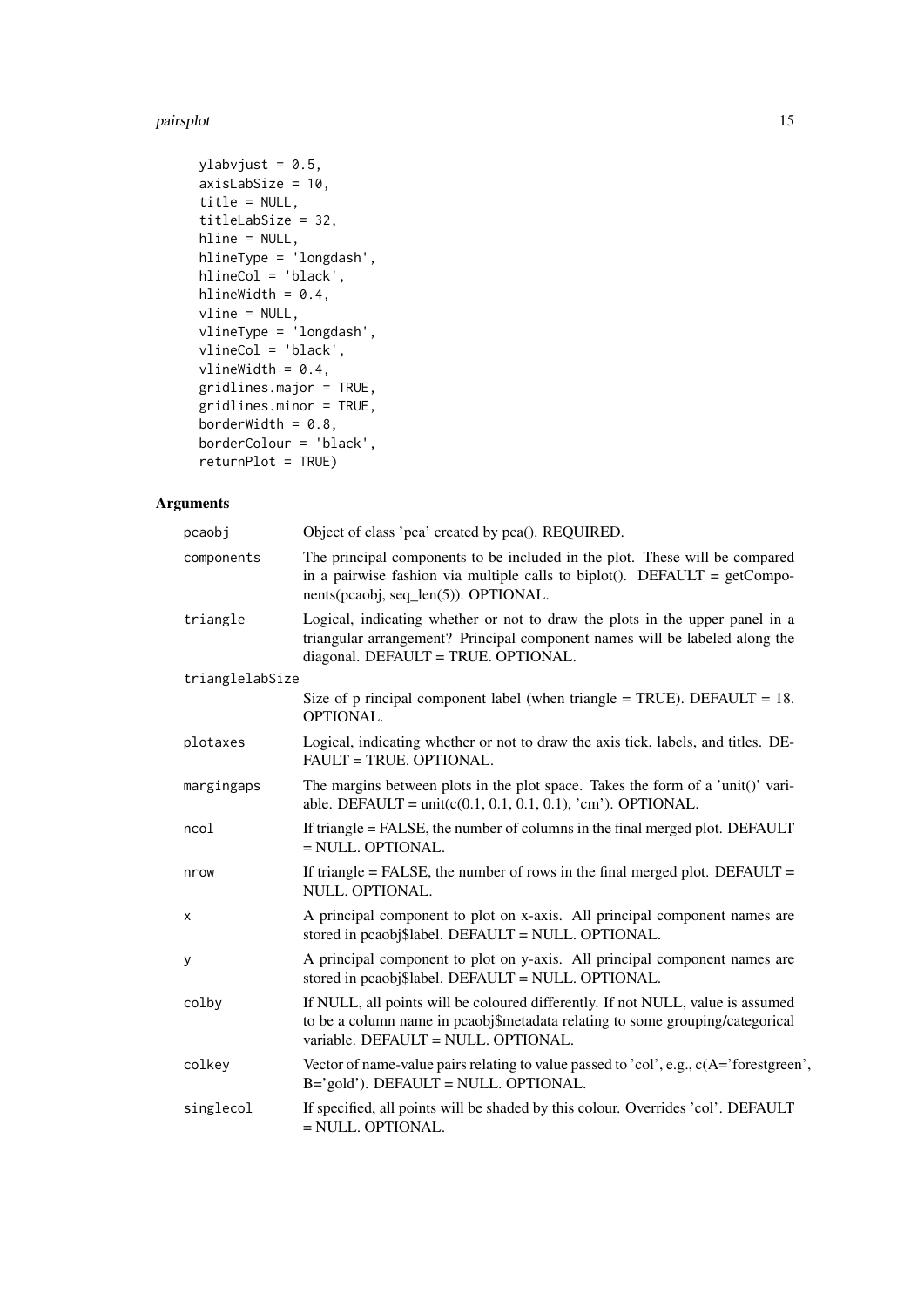```
  ylabvjust = 0.5,
  axisLabSize = 10,
  title = NULL,
  titleLabSize = 32,
  hline = NULL,
  hlineType = 'longdash',
  hlineCol = 'black',
  hlineWidth = 0.4,
  vline = NULL,
  vlineType = 'longdash',
  vlineCol = 'black',
  vlineWidth = 0.4,
  gridlines.major = TRUE,
  gridlines.minor = TRUE,
  borderWidth = 0.8,
  borderColour = 'black',
  returnPlot = TRUE)
```

## Arguments

| | |
|---|---|
| `pcaobj` | Object of class 'pca' created by pca(). REQUIRED. |
| `components` | The principal components to be included in the plot. These will be compared in a pairwise fashion via multiple calls to biplot(). DEFAULT = getComponents(pcaobj, seq_len(5)). OPTIONAL. |
| `triangle` | Logical, indicating whether or not to draw the plots in the upper panel in a triangular arrangement? Principal component names will be labeled along the diagonal. DEFAULT = TRUE. OPTIONAL. |
| `trianglelabSize` | Size of p rincipal component label (when triangle = TRUE). DEFAULT = 18. OPTIONAL. |
| `plotaxes` | Logical, indicating whether or not to draw the axis tick, labels, and titles. DEFAULT = TRUE. OPTIONAL. |
| `margingaps` | The margins between plots in the plot space. Takes the form of a 'unit()' variable. DEFAULT = unit(c(0.1, 0.1, 0.1, 0.1), 'cm'). OPTIONAL. |
| `ncol` | If triangle = FALSE, the number of columns in the final merged plot. DEFAULT = NULL. OPTIONAL. |
| `nrow` | If triangle = FALSE, the number of rows in the final merged plot. DEFAULT = NULL. OPTIONAL. |
| `x` | A principal component to plot on x-axis. All principal component names are stored in pcaobj$label. DEFAULT = NULL. OPTIONAL. |
| `y` | A principal component to plot on y-axis. All principal component names are stored in pcaobj$label. DEFAULT = NULL. OPTIONAL. |
| `colby` | If NULL, all points will be coloured differently. If not NULL, value is assumed to be a column name in pcaobj$metadata relating to some grouping/categorical variable. DEFAULT = NULL. OPTIONAL. |
| `colkey` | Vector of name-value pairs relating to value passed to 'col', e.g., c(A='forestgreen', B='gold'). DEFAULT = NULL. OPTIONAL. |
| `singlecol` | If specified, all points will be shaded by this colour. Overrides 'col'. DEFAULT = NULL. OPTIONAL. |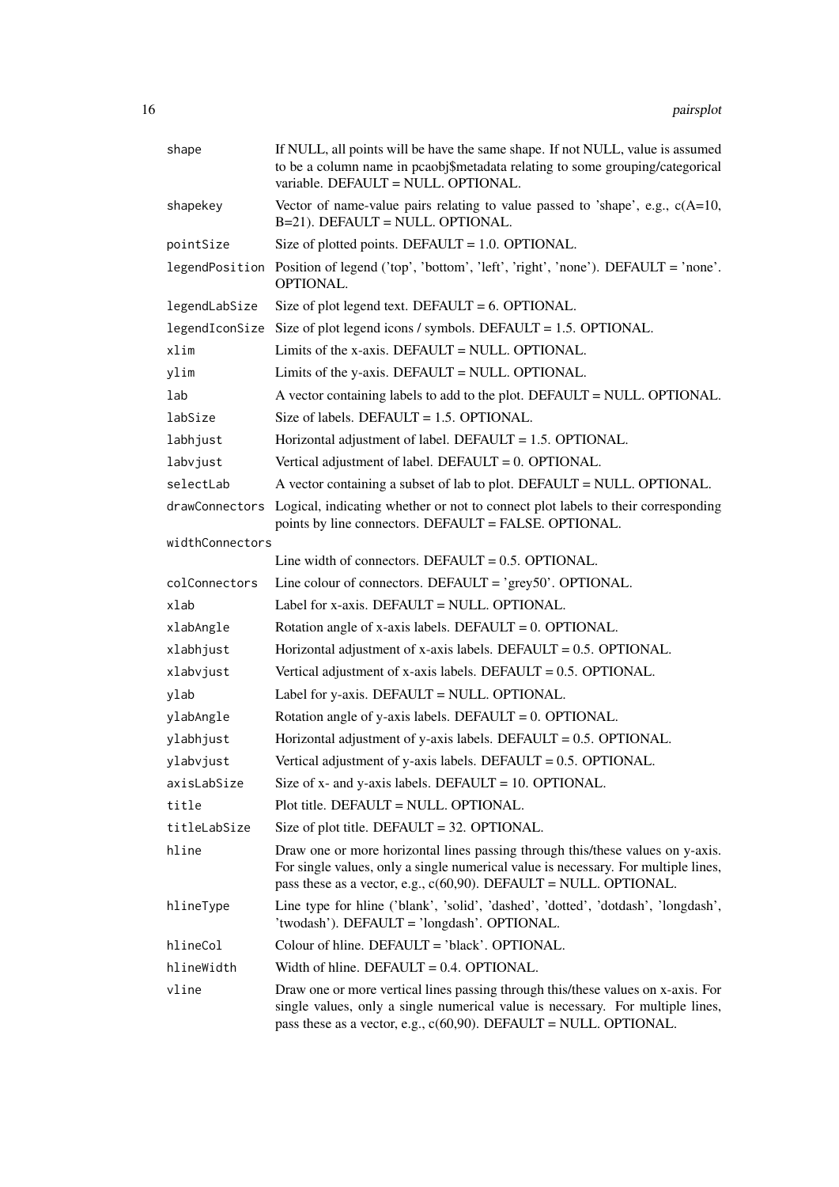| | |
|---|---|
| `shape` | If NULL, all points will be have the same shape. If not NULL, value is assumed to be a column name in pcaobj$metadata relating to some grouping/categorical variable. DEFAULT = NULL. OPTIONAL. |
| `shapekey` | Vector of name-value pairs relating to value passed to 'shape', e.g., c(A=10, B=21). DEFAULT = NULL. OPTIONAL. |
| `pointSize` | Size of plotted points. DEFAULT = 1.0. OPTIONAL. |
| `legendPosition` | Position of legend ('top', 'bottom', 'left', 'right', 'none'). DEFAULT = 'none'. OPTIONAL. |
| `legendLabSize` | Size of plot legend text. DEFAULT = 6. OPTIONAL. |
| `legendIconSize` | Size of plot legend icons / symbols. DEFAULT = 1.5. OPTIONAL. |
| `xlim` | Limits of the x-axis. DEFAULT = NULL. OPTIONAL. |
| `ylim` | Limits of the y-axis. DEFAULT = NULL. OPTIONAL. |
| `lab` | A vector containing labels to add to the plot. DEFAULT = NULL. OPTIONAL. |
| `labSize` | Size of labels. DEFAULT = 1.5. OPTIONAL. |
| `labhjust` | Horizontal adjustment of label. DEFAULT = 1.5. OPTIONAL. |
| `labvjust` | Vertical adjustment of label. DEFAULT = 0. OPTIONAL. |
| `selectLab` | A vector containing a subset of lab to plot. DEFAULT = NULL. OPTIONAL. |
| `drawConnectors` | Logical, indicating whether or not to connect plot labels to their corresponding points by line connectors. DEFAULT = FALSE. OPTIONAL. |
| `widthConnectors` | Line width of connectors. DEFAULT = 0.5. OPTIONAL. |
| `colConnectors` | Line colour of connectors. DEFAULT = 'grey50'. OPTIONAL. |
| `xlab` | Label for x-axis. DEFAULT = NULL. OPTIONAL. |
| `xlabAngle` | Rotation angle of x-axis labels. DEFAULT = 0. OPTIONAL. |
| `xlabhjust` | Horizontal adjustment of x-axis labels. DEFAULT = 0.5. OPTIONAL. |
| `xlabvjust` | Vertical adjustment of x-axis labels. DEFAULT = 0.5. OPTIONAL. |
| `ylab` | Label for y-axis. DEFAULT = NULL. OPTIONAL. |
| `ylabAngle` | Rotation angle of y-axis labels. DEFAULT = 0. OPTIONAL. |
| `ylabhjust` | Horizontal adjustment of y-axis labels. DEFAULT = 0.5. OPTIONAL. |
| `ylabvjust` | Vertical adjustment of y-axis labels. DEFAULT = 0.5. OPTIONAL. |
| `axisLabSize` | Size of x- and y-axis labels. DEFAULT = 10. OPTIONAL. |
| `title` | Plot title. DEFAULT = NULL. OPTIONAL. |
| `titleLabSize` | Size of plot title. DEFAULT = 32. OPTIONAL. |
| `hline` | Draw one or more horizontal lines passing through this/these values on y-axis. For single values, only a single numerical value is necessary. For multiple lines, pass these as a vector, e.g., c(60,90). DEFAULT = NULL. OPTIONAL. |
| `hlineType` | Line type for hline ('blank', 'solid', 'dashed', 'dotted', 'dotdash', 'longdash', 'twodash'). DEFAULT = 'longdash'. OPTIONAL. |
| `hlineCol` | Colour of hline. DEFAULT = 'black'. OPTIONAL. |
| `hlineWidth` | Width of hline. DEFAULT = 0.4. OPTIONAL. |
| `vline` | Draw one or more vertical lines passing through this/these values on x-axis. For single values, only a single numerical value is necessary. For multiple lines, pass these as a vector, e.g., c(60,90). DEFAULT = NULL. OPTIONAL. |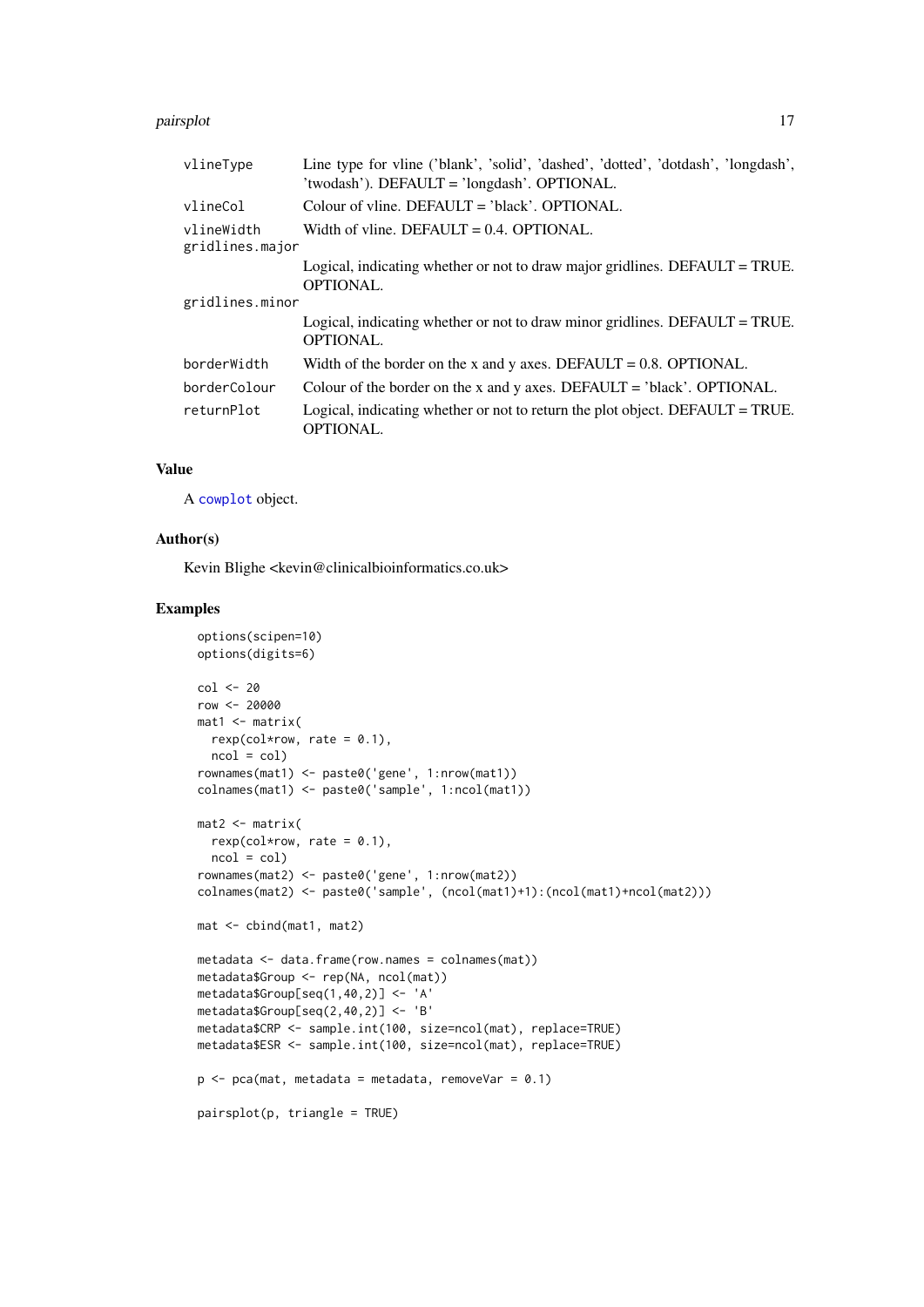| | |
|---|---|
| vlineType | Line type for vline ('blank', 'solid', 'dashed', 'dotted', 'dotdash', 'longdash', 'twodash'). DEFAULT = 'longdash'. OPTIONAL. |
| vlineCol | Colour of vline. DEFAULT = 'black'. OPTIONAL. |
| vlineWidth | Width of vline. DEFAULT = 0.4. OPTIONAL. |
| gridlines.major | Logical, indicating whether or not to draw major gridlines. DEFAULT = TRUE. OPTIONAL. |
| gridlines.minor | Logical, indicating whether or not to draw minor gridlines. DEFAULT = TRUE. OPTIONAL. |
| borderWidth | Width of the border on the x and y axes. DEFAULT = 0.8. OPTIONAL. |
| borderColour | Colour of the border on the x and y axes. DEFAULT = 'black'. OPTIONAL. |
| returnPlot | Logical, indicating whether or not to return the plot object. DEFAULT = TRUE. OPTIONAL. |

## Value

A cowplot object.

## Author(s)

Kevin Blighe <kevin@clinicalbioinformatics.co.uk>

## Examples

```
options(scipen=10)
options(digits=6)

col <- 20
row <- 20000
mat1 <- matrix(
  rexp(col*row, rate = 0.1),
  ncol = col)
rownames(mat1) <- paste0('gene', 1:nrow(mat1))
colnames(mat1) <- paste0('sample', 1:ncol(mat1))

mat2 <- matrix(
  rexp(col*row, rate = 0.1),
  ncol = col)
rownames(mat2) <- paste0('gene', 1:nrow(mat2))
colnames(mat2) <- paste0('sample', (ncol(mat1)+1):(ncol(mat1)+ncol(mat2)))

mat <- cbind(mat1, mat2)

metadata <- data.frame(row.names = colnames(mat))
metadata$Group <- rep(NA, ncol(mat))
metadata$Group[seq(1,40,2)] <- 'A'
metadata$Group[seq(2,40,2)] <- 'B'
metadata$CRP <- sample.int(100, size=ncol(mat), replace=TRUE)
metadata$ESR <- sample.int(100, size=ncol(mat), replace=TRUE)

p <- pca(mat, metadata = metadata, removeVar = 0.1)

pairsplot(p, triangle = TRUE)
```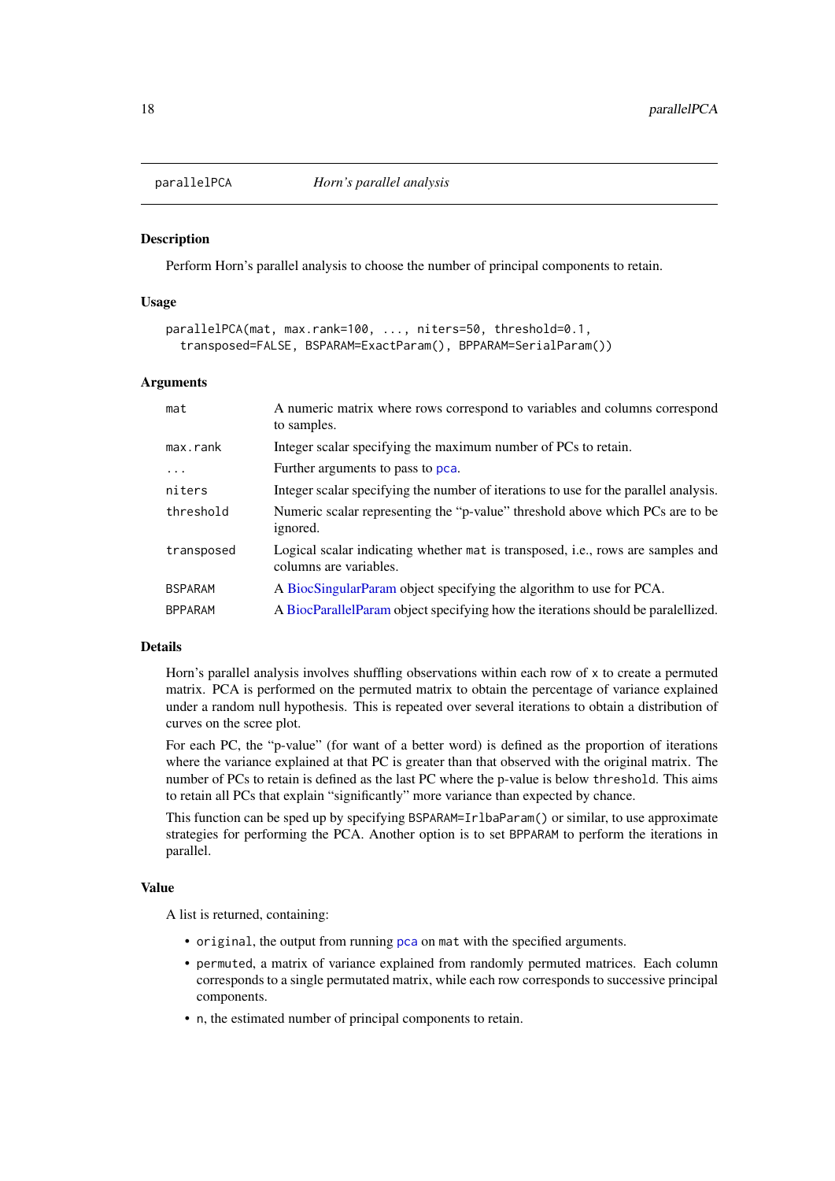# parallelPCA — *Horn's parallel analysis*

## Description

Perform Horn's parallel analysis to choose the number of principal components to retain.

## Usage

```
parallelPCA(mat, max.rank=100, ..., niters=50, threshold=0.1,
  transposed=FALSE, BSPARAM=ExactParam(), BPPARAM=SerialParam())
```

## Arguments

| | |
|---|---|
| `mat` | A numeric matrix where rows correspond to variables and columns correspond to samples. |
| `max.rank` | Integer scalar specifying the maximum number of PCs to retain. |
| `...` | Further arguments to pass to `pca`. |
| `niters` | Integer scalar specifying the number of iterations to use for the parallel analysis. |
| `threshold` | Numeric scalar representing the "p-value" threshold above which PCs are to be ignored. |
| `transposed` | Logical scalar indicating whether `mat` is transposed, i.e., rows are samples and columns are variables. |
| `BSPARAM` | A BiocSingularParam object specifying the algorithm to use for PCA. |
| `BPPARAM` | A BiocParallelParam object specifying how the iterations should be paralellized. |

## Details

Horn's parallel analysis involves shuffling observations within each row of `x` to create a permuted matrix. PCA is performed on the permuted matrix to obtain the percentage of variance explained under a random null hypothesis. This is repeated over several iterations to obtain a distribution of curves on the scree plot.

For each PC, the "p-value" (for want of a better word) is defined as the proportion of iterations where the variance explained at that PC is greater than that observed with the original matrix. The number of PCs to retain is defined as the last PC where the p-value is below `threshold`. This aims to retain all PCs that explain "significantly" more variance than expected by chance.

This function can be sped up by specifying `BSPARAM=IrlbaParam()` or similar, to use approximate strategies for performing the PCA. Another option is to set `BPPARAM` to perform the iterations in parallel.

## Value

A list is returned, containing:

- `original`, the output from running `pca` on `mat` with the specified arguments.
- `permuted`, a matrix of variance explained from randomly permuted matrices. Each column corresponds to a single permutated matrix, while each row corresponds to successive principal components.
- `n`, the estimated number of principal components to retain.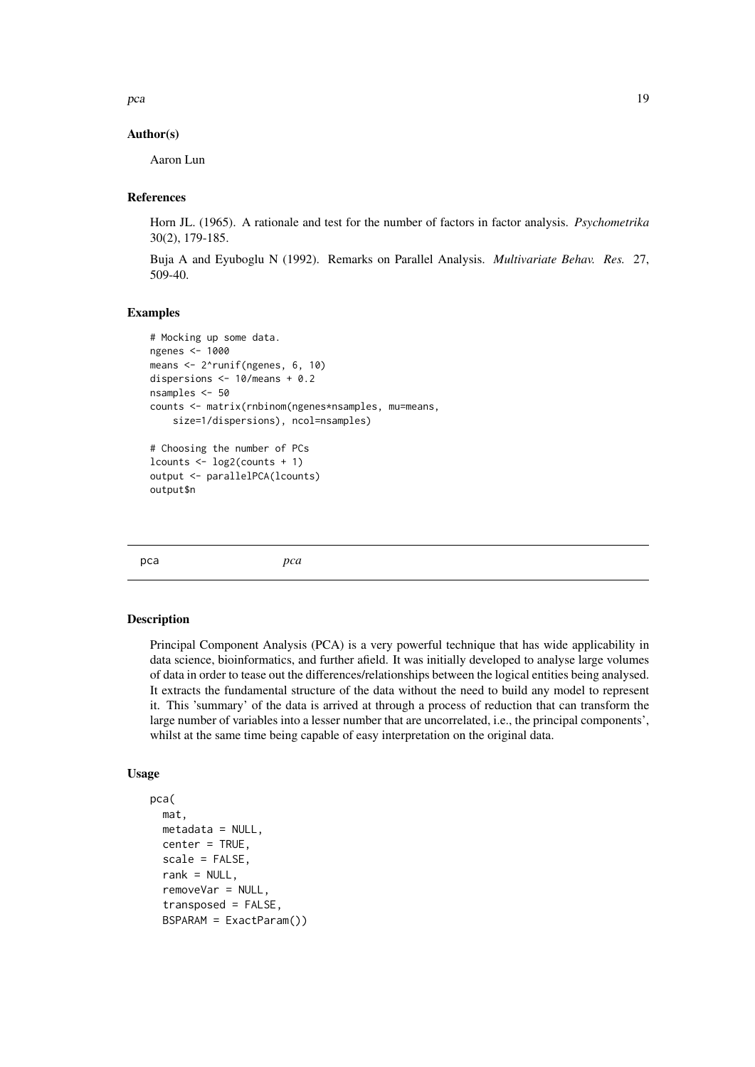### Author(s)

Aaron Lun

### References

Horn JL. (1965). A rationale and test for the number of factors in factor analysis. *Psychometrika* 30(2), 179-185.

Buja A and Eyuboglu N (1992). Remarks on Parallel Analysis. *Multivariate Behav. Res.* 27, 509-40.

### Examples

```
# Mocking up some data.
ngenes <- 1000
means <- 2^runif(ngenes, 6, 10)
dispersions <- 10/means + 0.2
nsamples <- 50
counts <- matrix(rnbinom(ngenes*nsamples, mu=means,
    size=1/dispersions), ncol=nsamples)

# Choosing the number of PCs
lcounts <- log2(counts + 1)
output <- parallelPCA(lcounts)
output$n
```

---

## pca *pca*

---

### Description

Principal Component Analysis (PCA) is a very powerful technique that has wide applicability in data science, bioinformatics, and further afield. It was initially developed to analyse large volumes of data in order to tease out the differences/relationships between the logical entities being analysed. It extracts the fundamental structure of the data without the need to build any model to represent it. This 'summary' of the data is arrived at through a process of reduction that can transform the large number of variables into a lesser number that are uncorrelated, i.e., the principal components', whilst at the same time being capable of easy interpretation on the original data.

### Usage

```
pca(
  mat,
  metadata = NULL,
  center = TRUE,
  scale = FALSE,
  rank = NULL,
  removeVar = NULL,
  transposed = FALSE,
  BSPARAM = ExactParam())
```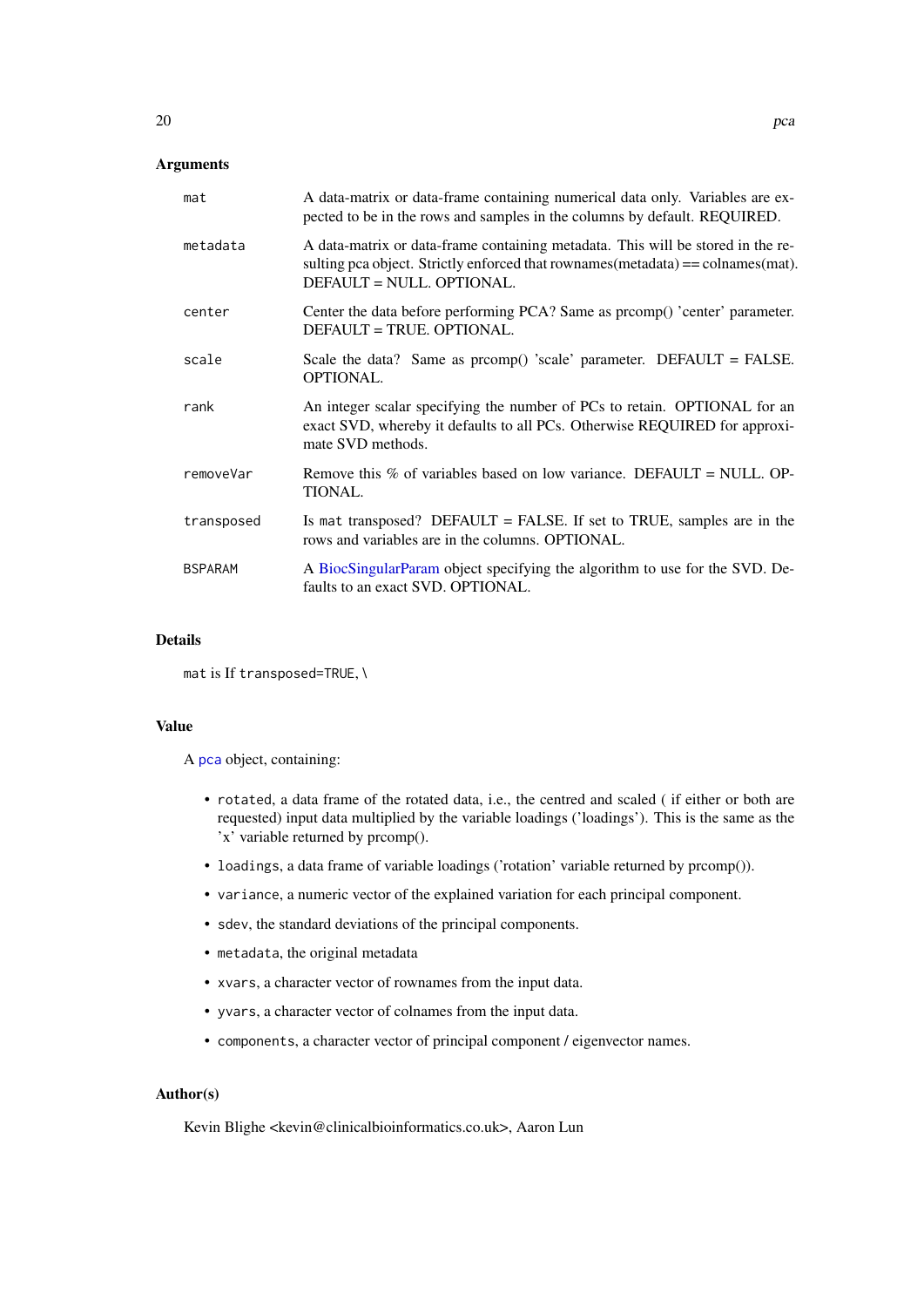## Arguments

| | |
|---|---|
| `mat` | A data-matrix or data-frame containing numerical data only. Variables are expected to be in the rows and samples in the columns by default. REQUIRED. |
| `metadata` | A data-matrix or data-frame containing metadata. This will be stored in the resulting pca object. Strictly enforced that rownames(metadata) == colnames(mat). DEFAULT = NULL. OPTIONAL. |
| `center` | Center the data before performing PCA? Same as prcomp() 'center' parameter. DEFAULT = TRUE. OPTIONAL. |
| `scale` | Scale the data? Same as prcomp() 'scale' parameter. DEFAULT = FALSE. OPTIONAL. |
| `rank` | An integer scalar specifying the number of PCs to retain. OPTIONAL for an exact SVD, whereby it defaults to all PCs. Otherwise REQUIRED for approximate SVD methods. |
| `removeVar` | Remove this % of variables based on low variance. DEFAULT = NULL. OPTIONAL. |
| `transposed` | Is `mat` transposed? DEFAULT = FALSE. If set to TRUE, samples are in the rows and variables are in the columns. OPTIONAL. |
| `BSPARAM` | A BiocSingularParam object specifying the algorithm to use for the SVD. Defaults to an exact SVD. OPTIONAL. |

## Details

`mat` is If `transposed=TRUE`, \

## Value

A `pca` object, containing:

- `rotated`, a data frame of the rotated data, i.e., the centred and scaled ( if either or both are requested) input data multiplied by the variable loadings ('loadings'). This is the same as the 'x' variable returned by prcomp().
- `loadings`, a data frame of variable loadings ('rotation' variable returned by prcomp()).
- `variance`, a numeric vector of the explained variation for each principal component.
- `sdev`, the standard deviations of the principal components.
- `metadata`, the original metadata
- `xvars`, a character vector of rownames from the input data.
- `yvars`, a character vector of colnames from the input data.
- `components`, a character vector of principal component / eigenvector names.

## Author(s)

Kevin Blighe <kevin@clinicalbioinformatics.co.uk>, Aaron Lun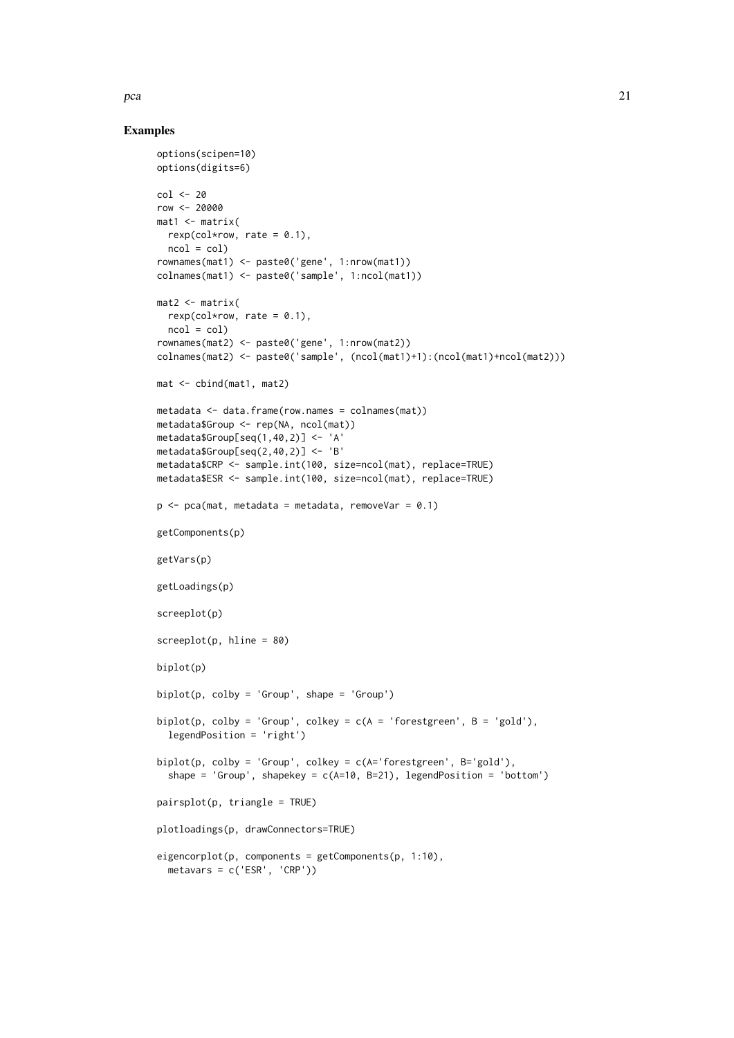### Examples

```
options(scipen=10)
options(digits=6)

col <- 20
row <- 20000
mat1 <- matrix(
  rexp(col*row, rate = 0.1),
  ncol = col)
rownames(mat1) <- paste0('gene', 1:nrow(mat1))
colnames(mat1) <- paste0('sample', 1:ncol(mat1))

mat2 <- matrix(
  rexp(col*row, rate = 0.1),
  ncol = col)
rownames(mat2) <- paste0('gene', 1:nrow(mat2))
colnames(mat2) <- paste0('sample', (ncol(mat1)+1):(ncol(mat1)+ncol(mat2)))

mat <- cbind(mat1, mat2)

metadata <- data.frame(row.names = colnames(mat))
metadata$Group <- rep(NA, ncol(mat))
metadata$Group[seq(1,40,2)] <- 'A'
metadata$Group[seq(2,40,2)] <- 'B'
metadata$CRP <- sample.int(100, size=ncol(mat), replace=TRUE)
metadata$ESR <- sample.int(100, size=ncol(mat), replace=TRUE)

p <- pca(mat, metadata = metadata, removeVar = 0.1)

getComponents(p)

getVars(p)

getLoadings(p)

screeplot(p)

screeplot(p, hline = 80)

biplot(p)

biplot(p, colby = 'Group', shape = 'Group')

biplot(p, colby = 'Group', colkey = c(A = 'forestgreen', B = 'gold'),
  legendPosition = 'right')

biplot(p, colby = 'Group', colkey = c(A='forestgreen', B='gold'),
  shape = 'Group', shapekey = c(A=10, B=21), legendPosition = 'bottom')

pairsplot(p, triangle = TRUE)

plotloadings(p, drawConnectors=TRUE)

eigencorplot(p, components = getComponents(p, 1:10),
  metavars = c('ESR', 'CRP'))
```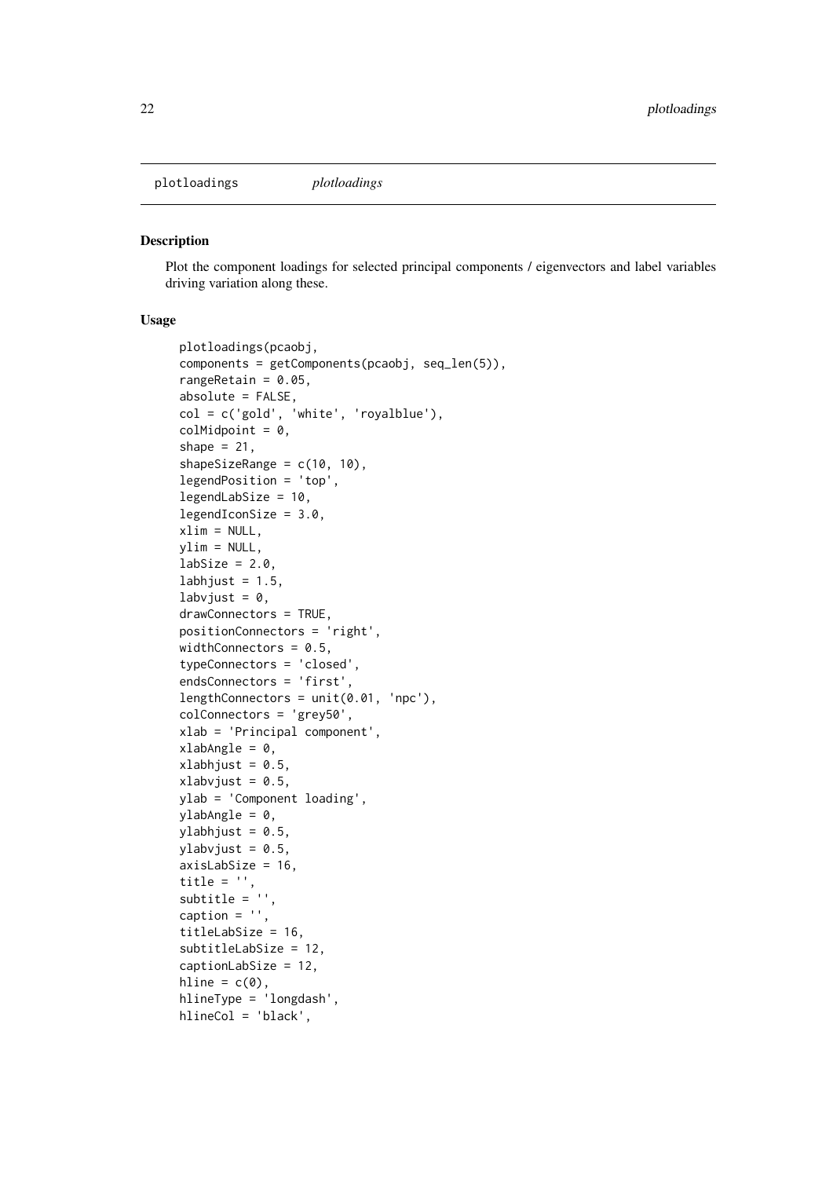plotloadings    *plotloadings*

## Description

Plot the component loadings for selected principal components / eigenvectors and label variables driving variation along these.

## Usage

```
plotloadings(pcaobj,
components = getComponents(pcaobj, seq_len(5)),
rangeRetain = 0.05,
absolute = FALSE,
col = c('gold', 'white', 'royalblue'),
colMidpoint = 0,
shape = 21,
shapeSizeRange = c(10, 10),
legendPosition = 'top',
legendLabSize = 10,
legendIconSize = 3.0,
xlim = NULL,
ylim = NULL,
labSize = 2.0,
labhjust = 1.5,
labvjust = 0,
drawConnectors = TRUE,
positionConnectors = 'right',
widthConnectors = 0.5,
typeConnectors = 'closed',
endsConnectors = 'first',
lengthConnectors = unit(0.01, 'npc'),
colConnectors = 'grey50',
xlab = 'Principal component',
xlabAngle = 0,
xlabhjust = 0.5,
xlabvjust = 0.5,
ylab = 'Component loading',
ylabAngle = 0,
ylabhjust = 0.5,
ylabvjust = 0.5,
axisLabSize = 16,
title = '',
subtitle = '',
caption = '',
titleLabSize = 16,
subtitleLabSize = 12,
captionLabSize = 12,
hline = c(0),
hlineType = 'longdash',
hlineCol = 'black',
```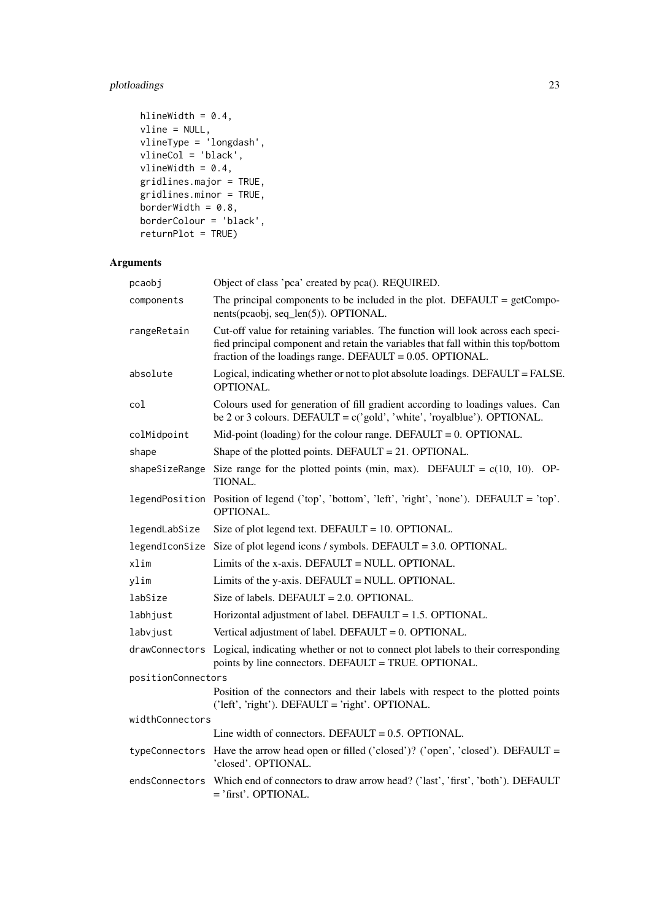```
  hlineWidth = 0.4,
  vline = NULL,
  vlineType = 'longdash',
  vlineCol = 'black',
  vlineWidth = 0.4,
  gridlines.major = TRUE,
  gridlines.minor = TRUE,
  borderWidth = 0.8,
  borderColour = 'black',
  returnPlot = TRUE)
```

## Arguments

| | |
|---|---|
| `pcaobj` | Object of class 'pca' created by pca(). REQUIRED. |
| `components` | The principal components to be included in the plot. DEFAULT = getComponents(pcaobj, seq_len(5)). OPTIONAL. |
| `rangeRetain` | Cut-off value for retaining variables. The function will look across each specified principal component and retain the variables that fall within this top/bottom fraction of the loadings range. DEFAULT = 0.05. OPTIONAL. |
| `absolute` | Logical, indicating whether or not to plot absolute loadings. DEFAULT = FALSE. OPTIONAL. |
| `col` | Colours used for generation of fill gradient according to loadings values. Can be 2 or 3 colours. DEFAULT = c('gold', 'white', 'royalblue'). OPTIONAL. |
| `colMidpoint` | Mid-point (loading) for the colour range. DEFAULT = 0. OPTIONAL. |
| `shape` | Shape of the plotted points. DEFAULT = 21. OPTIONAL. |
| `shapeSizeRange` | Size range for the plotted points (min, max). DEFAULT = c(10, 10). OPTIONAL. |
| `legendPosition` | Position of legend ('top', 'bottom', 'left', 'right', 'none'). DEFAULT = 'top'. OPTIONAL. |
| `legendLabSize` | Size of plot legend text. DEFAULT = 10. OPTIONAL. |
| `legendIconSize` | Size of plot legend icons / symbols. DEFAULT = 3.0. OPTIONAL. |
| `xlim` | Limits of the x-axis. DEFAULT = NULL. OPTIONAL. |
| `ylim` | Limits of the y-axis. DEFAULT = NULL. OPTIONAL. |
| `labSize` | Size of labels. DEFAULT = 2.0. OPTIONAL. |
| `labhjust` | Horizontal adjustment of label. DEFAULT = 1.5. OPTIONAL. |
| `labvjust` | Vertical adjustment of label. DEFAULT = 0. OPTIONAL. |
| `drawConnectors` | Logical, indicating whether or not to connect plot labels to their corresponding points by line connectors. DEFAULT = TRUE. OPTIONAL. |
| `positionConnectors` | Position of the connectors and their labels with respect to the plotted points ('left', 'right'). DEFAULT = 'right'. OPTIONAL. |
| `widthConnectors` | Line width of connectors. DEFAULT = 0.5. OPTIONAL. |
| `typeConnectors` | Have the arrow head open or filled ('closed')? ('open', 'closed'). DEFAULT = 'closed'. OPTIONAL. |
| `endsConnectors` | Which end of connectors to draw arrow head? ('last', 'first', 'both'). DEFAULT = 'first'. OPTIONAL. |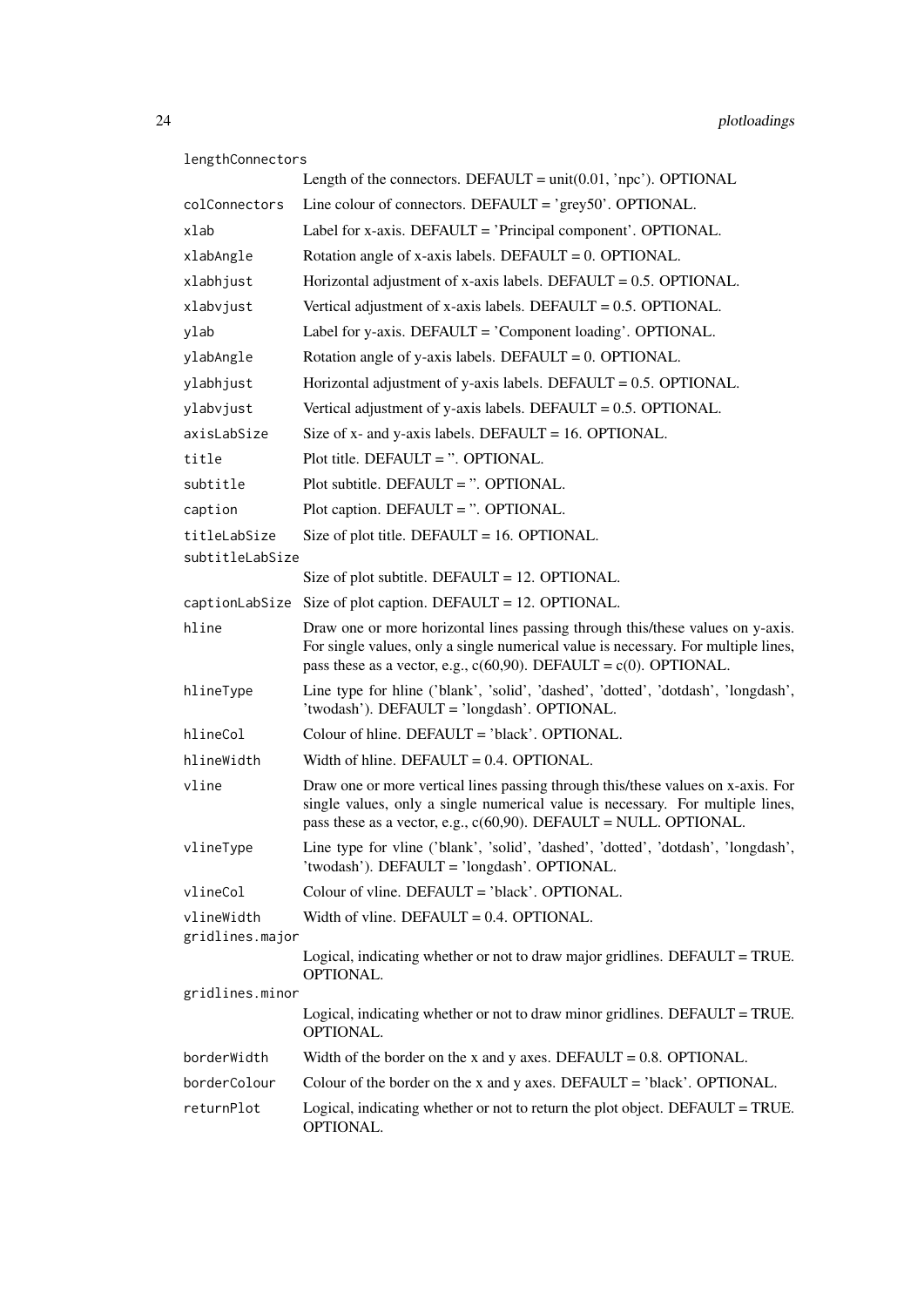| | |
|---|---|
| `lengthConnectors` | Length of the connectors. DEFAULT = unit(0.01, 'npc'). OPTIONAL |
| `colConnectors` | Line colour of connectors. DEFAULT = 'grey50'. OPTIONAL. |
| `xlab` | Label for x-axis. DEFAULT = 'Principal component'. OPTIONAL. |
| `xlabAngle` | Rotation angle of x-axis labels. DEFAULT = 0. OPTIONAL. |
| `xlabhjust` | Horizontal adjustment of x-axis labels. DEFAULT = 0.5. OPTIONAL. |
| `xlabvjust` | Vertical adjustment of x-axis labels. DEFAULT = 0.5. OPTIONAL. |
| `ylab` | Label for y-axis. DEFAULT = 'Component loading'. OPTIONAL. |
| `ylabAngle` | Rotation angle of y-axis labels. DEFAULT = 0. OPTIONAL. |
| `ylabhjust` | Horizontal adjustment of y-axis labels. DEFAULT = 0.5. OPTIONAL. |
| `ylabvjust` | Vertical adjustment of y-axis labels. DEFAULT = 0.5. OPTIONAL. |
| `axisLabSize` | Size of x- and y-axis labels. DEFAULT = 16. OPTIONAL. |
| `title` | Plot title. DEFAULT = ''. OPTIONAL. |
| `subtitle` | Plot subtitle. DEFAULT = ''. OPTIONAL. |
| `caption` | Plot caption. DEFAULT = ''. OPTIONAL. |
| `titleLabSize` | Size of plot title. DEFAULT = 16. OPTIONAL. |
| `subtitleLabSize` | Size of plot subtitle. DEFAULT = 12. OPTIONAL. |
| `captionLabSize` | Size of plot caption. DEFAULT = 12. OPTIONAL. |
| `hline` | Draw one or more horizontal lines passing through this/these values on y-axis. For single values, only a single numerical value is necessary. For multiple lines, pass these as a vector, e.g., c(60,90). DEFAULT = c(0). OPTIONAL. |
| `hlineType` | Line type for hline ('blank', 'solid', 'dashed', 'dotted', 'dotdash', 'longdash', 'twodash'). DEFAULT = 'longdash'. OPTIONAL. |
| `hlineCol` | Colour of hline. DEFAULT = 'black'. OPTIONAL. |
| `hlineWidth` | Width of hline. DEFAULT = 0.4. OPTIONAL. |
| `vline` | Draw one or more vertical lines passing through this/these values on x-axis. For single values, only a single numerical value is necessary. For multiple lines, pass these as a vector, e.g., c(60,90). DEFAULT = NULL. OPTIONAL. |
| `vlineType` | Line type for vline ('blank', 'solid', 'dashed', 'dotted', 'dotdash', 'longdash', 'twodash'). DEFAULT = 'longdash'. OPTIONAL. |
| `vlineCol` | Colour of vline. DEFAULT = 'black'. OPTIONAL. |
| `vlineWidth` | Width of vline. DEFAULT = 0.4. OPTIONAL. |
| `gridlines.major` | Logical, indicating whether or not to draw major gridlines. DEFAULT = TRUE. OPTIONAL. |
| `gridlines.minor` | Logical, indicating whether or not to draw minor gridlines. DEFAULT = TRUE. OPTIONAL. |
| `borderWidth` | Width of the border on the x and y axes. DEFAULT = 0.8. OPTIONAL. |
| `borderColour` | Colour of the border on the x and y axes. DEFAULT = 'black'. OPTIONAL. |
| `returnPlot` | Logical, indicating whether or not to return the plot object. DEFAULT = TRUE. OPTIONAL. |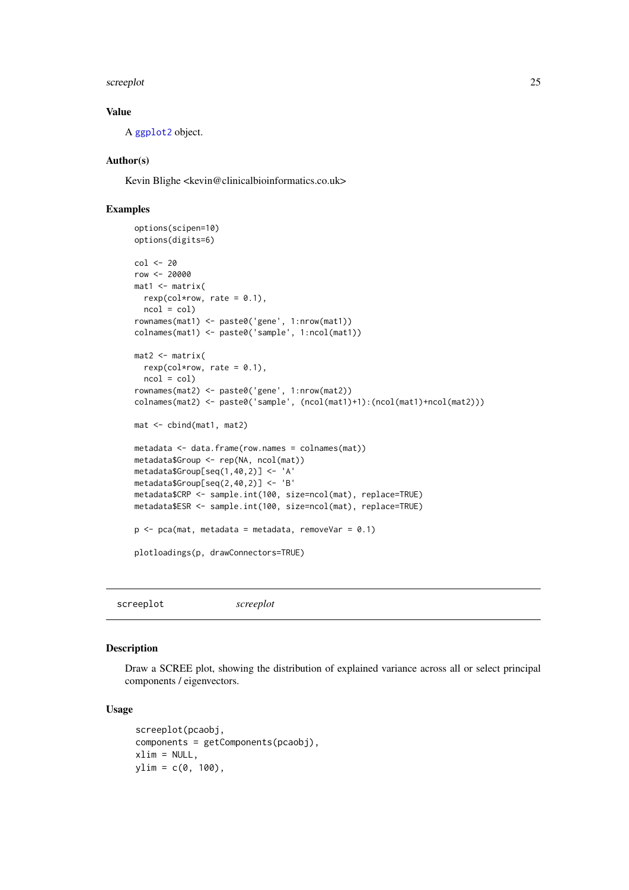## Value

A ggplot2 object.

## Author(s)

Kevin Blighe <kevin@clinicalbioinformatics.co.uk>

## Examples

```
options(scipen=10)
options(digits=6)

col <- 20
row <- 20000
mat1 <- matrix(
  rexp(col*row, rate = 0.1),
  ncol = col)
rownames(mat1) <- paste0('gene', 1:nrow(mat1))
colnames(mat1) <- paste0('sample', 1:ncol(mat1))

mat2 <- matrix(
  rexp(col*row, rate = 0.1),
  ncol = col)
rownames(mat2) <- paste0('gene', 1:nrow(mat2))
colnames(mat2) <- paste0('sample', (ncol(mat1)+1):(ncol(mat1)+ncol(mat2)))

mat <- cbind(mat1, mat2)

metadata <- data.frame(row.names = colnames(mat))
metadata$Group <- rep(NA, ncol(mat))
metadata$Group[seq(1,40,2)] <- 'A'
metadata$Group[seq(2,40,2)] <- 'B'
metadata$CRP <- sample.int(100, size=ncol(mat), replace=TRUE)
metadata$ESR <- sample.int(100, size=ncol(mat), replace=TRUE)

p <- pca(mat, metadata = metadata, removeVar = 0.1)

plotloadings(p, drawConnectors=TRUE)
```

---

# screeplot *screeplot*

## Description

Draw a SCREE plot, showing the distribution of explained variance across all or select principal components / eigenvectors.

## Usage

```
screeplot(pcaobj,
components = getComponents(pcaobj),
xlim = NULL,
ylim = c(0, 100),
```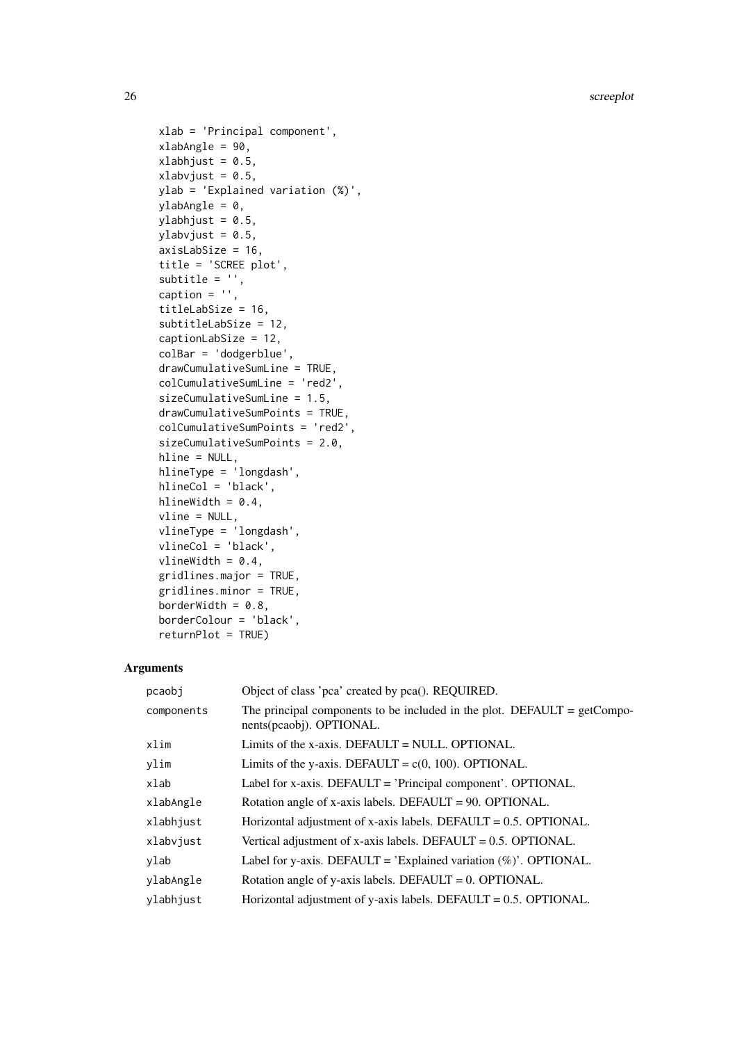```
  xlab = 'Principal component',
  xlabAngle = 90,
  xlabhjust = 0.5,
  xlabvjust = 0.5,
  ylab = 'Explained variation (%)',
  ylabAngle = 0,
  ylabhjust = 0.5,
  ylabvjust = 0.5,
  axisLabSize = 16,
  title = 'SCREE plot',
  subtitle = '',
  caption = '',
  titleLabSize = 16,
  subtitleLabSize = 12,
  captionLabSize = 12,
  colBar = 'dodgerblue',
  drawCumulativeSumLine = TRUE,
  colCumulativeSumLine = 'red2',
  sizeCumulativeSumLine = 1.5,
  drawCumulativeSumPoints = TRUE,
  colCumulativeSumPoints = 'red2',
  sizeCumulativeSumPoints = 2.0,
  hline = NULL,
  hlineType = 'longdash',
  hlineCol = 'black',
  hlineWidth = 0.4,
  vline = NULL,
  vlineType = 'longdash',
  vlineCol = 'black',
  vlineWidth = 0.4,
  gridlines.major = TRUE,
  gridlines.minor = TRUE,
  borderWidth = 0.8,
  borderColour = 'black',
  returnPlot = TRUE)
```

## Arguments

| | |
|---|---|
| `pcaobj` | Object of class 'pca' created by pca(). REQUIRED. |
| `components` | The principal components to be included in the plot. DEFAULT = getComponents(pcaobj). OPTIONAL. |
| `xlim` | Limits of the x-axis. DEFAULT = NULL. OPTIONAL. |
| `ylim` | Limits of the y-axis. DEFAULT = c(0, 100). OPTIONAL. |
| `xlab` | Label for x-axis. DEFAULT = 'Principal component'. OPTIONAL. |
| `xlabAngle` | Rotation angle of x-axis labels. DEFAULT = 90. OPTIONAL. |
| `xlabhjust` | Horizontal adjustment of x-axis labels. DEFAULT = 0.5. OPTIONAL. |
| `xlabvjust` | Vertical adjustment of x-axis labels. DEFAULT = 0.5. OPTIONAL. |
| `ylab` | Label for y-axis. DEFAULT = 'Explained variation (%)'. OPTIONAL. |
| `ylabAngle` | Rotation angle of y-axis labels. DEFAULT = 0. OPTIONAL. |
| `ylabhjust` | Horizontal adjustment of y-axis labels. DEFAULT = 0.5. OPTIONAL. |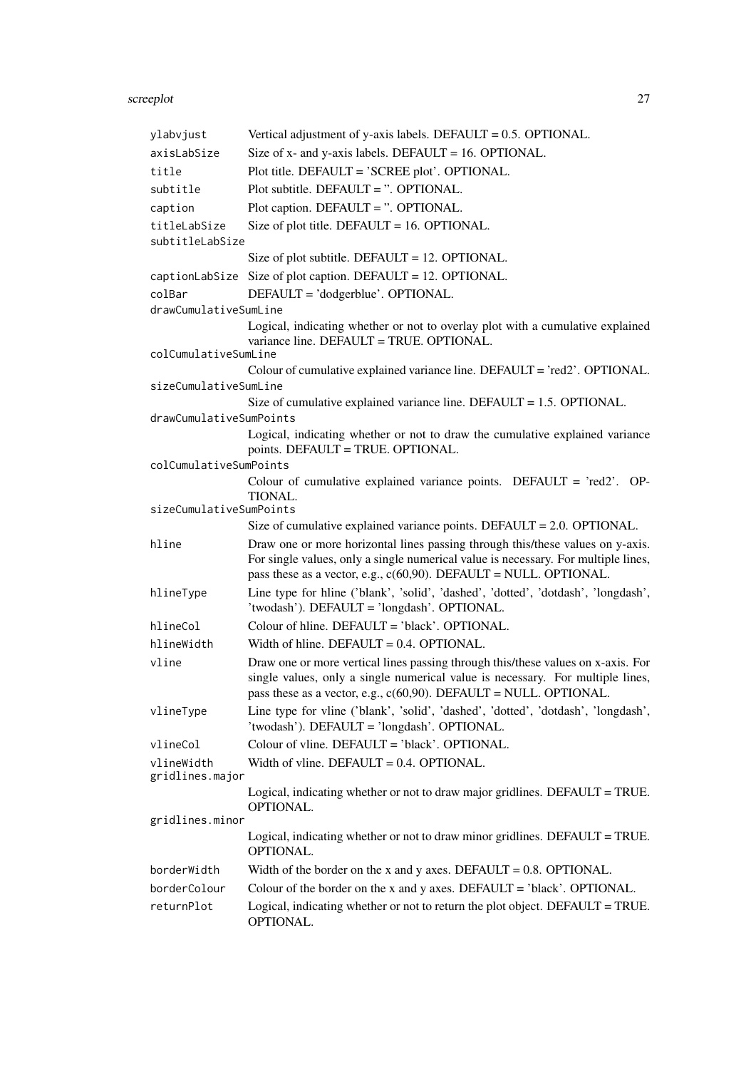| | |
|---|---|
| `ylabvjust` | Vertical adjustment of y-axis labels. DEFAULT = 0.5. OPTIONAL. |
| `axisLabSize` | Size of x- and y-axis labels. DEFAULT = 16. OPTIONAL. |
| `title` | Plot title. DEFAULT = 'SCREE plot'. OPTIONAL. |
| `subtitle` | Plot subtitle. DEFAULT = ''. OPTIONAL. |
| `caption` | Plot caption. DEFAULT = ''. OPTIONAL. |
| `titleLabSize` | Size of plot title. DEFAULT = 16. OPTIONAL. |
| `subtitleLabSize` | Size of plot subtitle. DEFAULT = 12. OPTIONAL. |
| `captionLabSize` | Size of plot caption. DEFAULT = 12. OPTIONAL. |
| `colBar` | DEFAULT = 'dodgerblue'. OPTIONAL. |
| `drawCumulativeSumLine` | Logical, indicating whether or not to overlay plot with a cumulative explained variance line. DEFAULT = TRUE. OPTIONAL. |
| `colCumulativeSumLine` | Colour of cumulative explained variance line. DEFAULT = 'red2'. OPTIONAL. |
| `sizeCumulativeSumLine` | Size of cumulative explained variance line. DEFAULT = 1.5. OPTIONAL. |
| `drawCumulativeSumPoints` | Logical, indicating whether or not to draw the cumulative explained variance points. DEFAULT = TRUE. OPTIONAL. |
| `colCumulativeSumPoints` | Colour of cumulative explained variance points. DEFAULT = 'red2'. OPTIONAL. |
| `sizeCumulativeSumPoints` | Size of cumulative explained variance points. DEFAULT = 2.0. OPTIONAL. |
| `hline` | Draw one or more horizontal lines passing through this/these values on y-axis. For single values, only a single numerical value is necessary. For multiple lines, pass these as a vector, e.g., c(60,90). DEFAULT = NULL. OPTIONAL. |
| `hlineType` | Line type for hline ('blank', 'solid', 'dashed', 'dotted', 'dotdash', 'longdash', 'twodash'). DEFAULT = 'longdash'. OPTIONAL. |
| `hlineCol` | Colour of hline. DEFAULT = 'black'. OPTIONAL. |
| `hlineWidth` | Width of hline. DEFAULT = 0.4. OPTIONAL. |
| `vline` | Draw one or more vertical lines passing through this/these values on x-axis. For single values, only a single numerical value is necessary. For multiple lines, pass these as a vector, e.g., c(60,90). DEFAULT = NULL. OPTIONAL. |
| `vlineType` | Line type for vline ('blank', 'solid', 'dashed', 'dotted', 'dotdash', 'longdash', 'twodash'). DEFAULT = 'longdash'. OPTIONAL. |
| `vlineCol` | Colour of vline. DEFAULT = 'black'. OPTIONAL. |
| `vlineWidth` | Width of vline. DEFAULT = 0.4. OPTIONAL. |
| `gridlines.major` | Logical, indicating whether or not to draw major gridlines. DEFAULT = TRUE. OPTIONAL. |
| `gridlines.minor` | Logical, indicating whether or not to draw minor gridlines. DEFAULT = TRUE. OPTIONAL. |
| `borderWidth` | Width of the border on the x and y axes. DEFAULT = 0.8. OPTIONAL. |
| `borderColour` | Colour of the border on the x and y axes. DEFAULT = 'black'. OPTIONAL. |
| `returnPlot` | Logical, indicating whether or not to return the plot object. DEFAULT = TRUE. OPTIONAL. |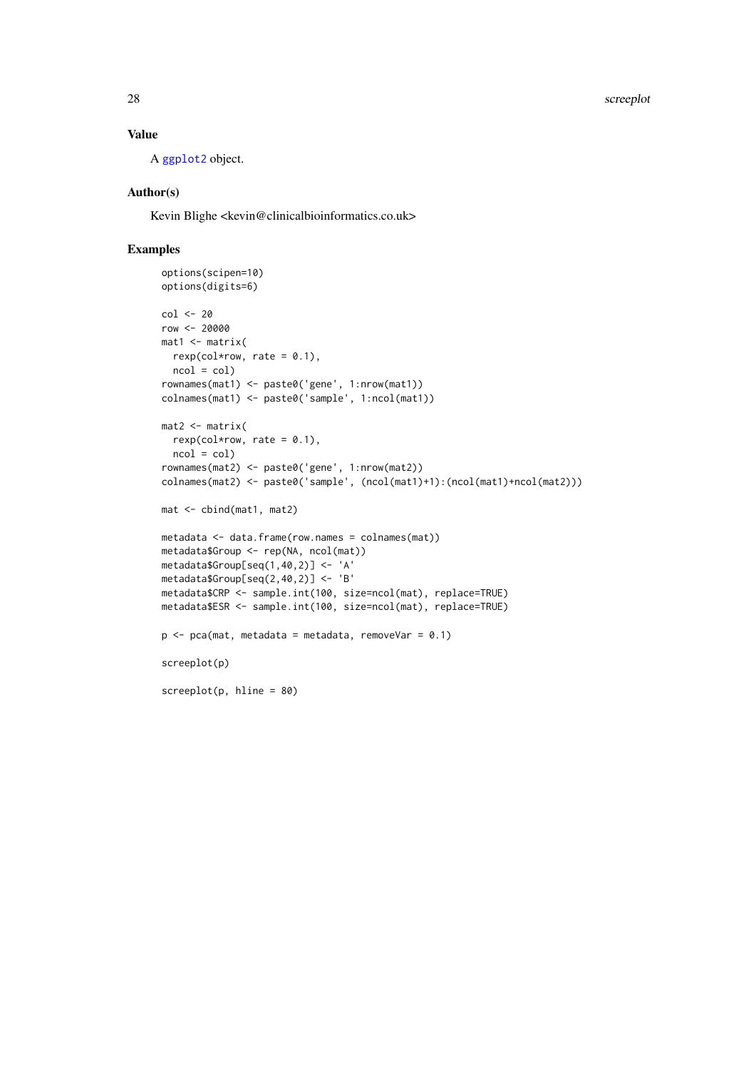## Value

A ggplot2 object.

## Author(s)

Kevin Blighe <kevin@clinicalbioinformatics.co.uk>

## Examples

```
options(scipen=10)
options(digits=6)

col <- 20
row <- 20000
mat1 <- matrix(
  rexp(col*row, rate = 0.1),
  ncol = col)
rownames(mat1) <- paste0('gene', 1:nrow(mat1))
colnames(mat1) <- paste0('sample', 1:ncol(mat1))

mat2 <- matrix(
  rexp(col*row, rate = 0.1),
  ncol = col)
rownames(mat2) <- paste0('gene', 1:nrow(mat2))
colnames(mat2) <- paste0('sample', (ncol(mat1)+1):(ncol(mat1)+ncol(mat2)))

mat <- cbind(mat1, mat2)

metadata <- data.frame(row.names = colnames(mat))
metadata$Group <- rep(NA, ncol(mat))
metadata$Group[seq(1,40,2)] <- 'A'
metadata$Group[seq(2,40,2)] <- 'B'
metadata$CRP <- sample.int(100, size=ncol(mat), replace=TRUE)
metadata$ESR <- sample.int(100, size=ncol(mat), replace=TRUE)

p <- pca(mat, metadata = metadata, removeVar = 0.1)

screeplot(p)

screeplot(p, hline = 80)
```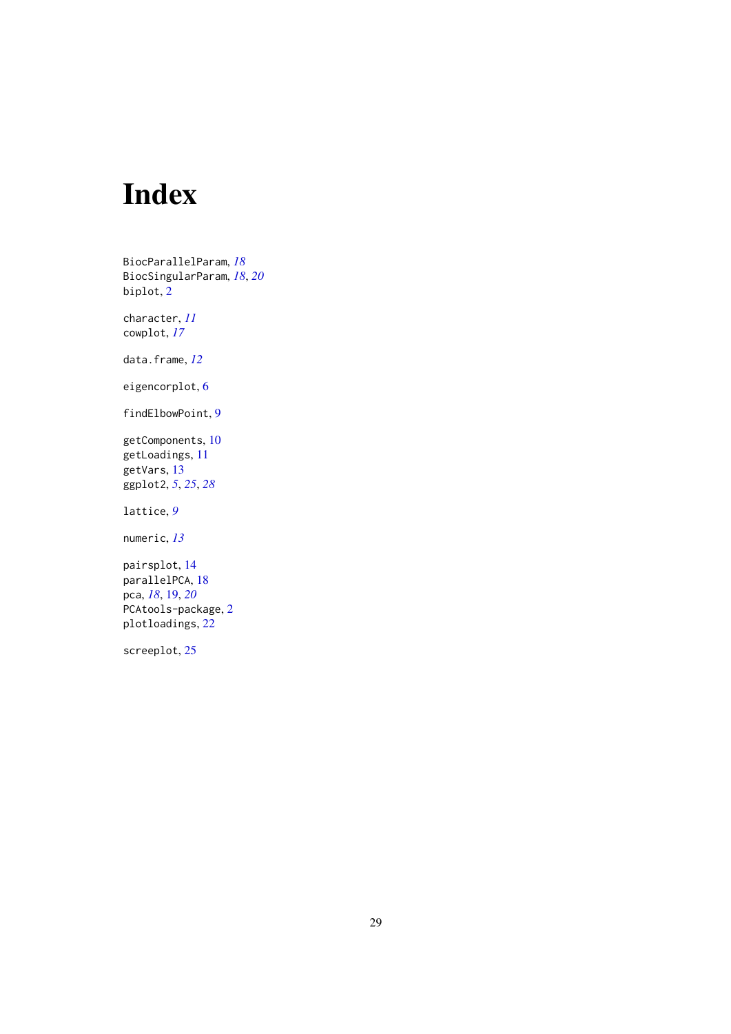# Index

BiocParallelParam, *18*
BiocSingularParam, *18*, *20*
biplot, 2

character, *11*
cowplot, *17*

data.frame, *12*

eigencorplot, 6

findElbowPoint, 9

getComponents, 10
getLoadings, 11
getVars, 13
ggplot2, *5*, *25*, *28*

lattice, *9*

numeric, *13*

pairsplot, 14
parallelPCA, 18
pca, *18*, 19, *20*
PCAtools-package, 2
plotloadings, 22

screeplot, 25